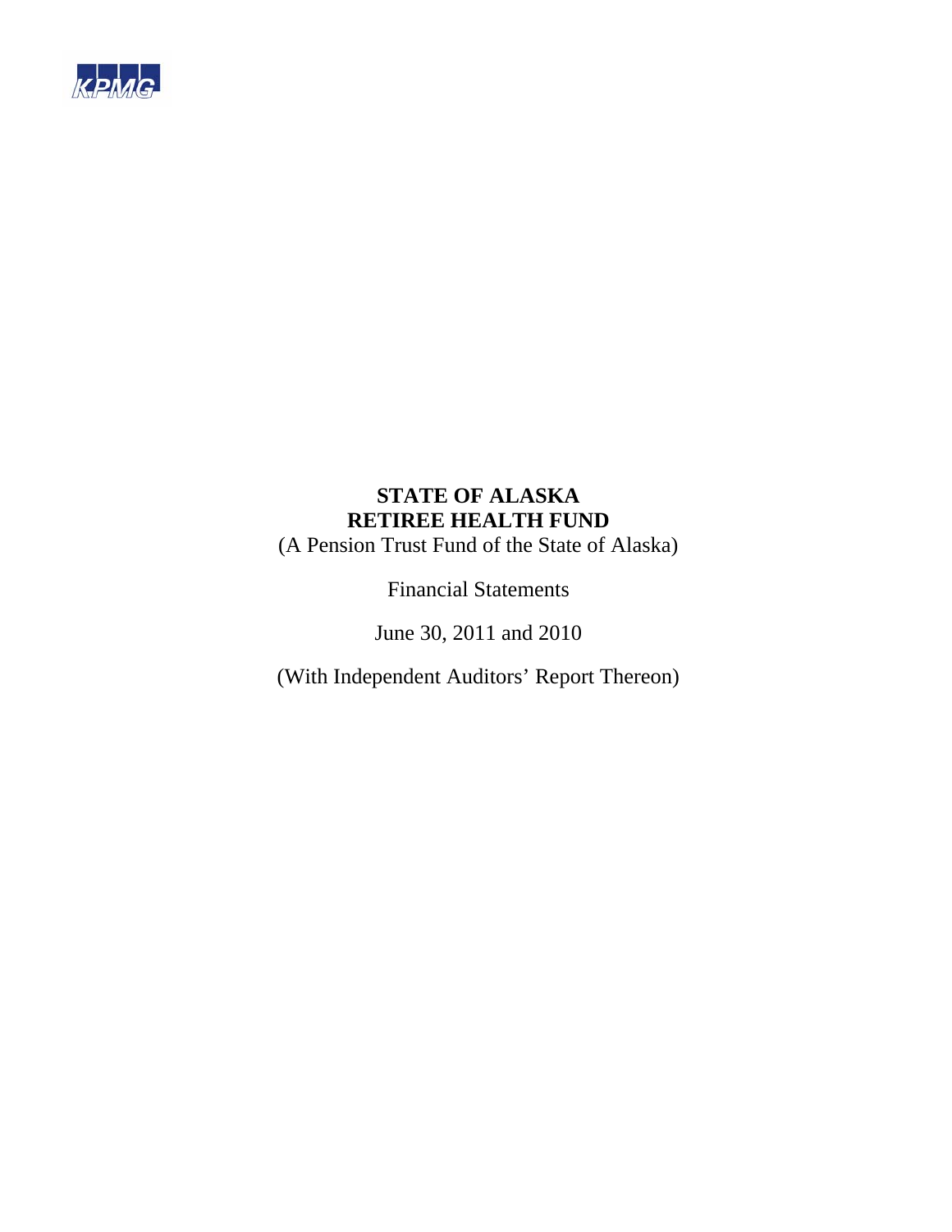KPMG

# STATE OF ALASKA
# RETIREE HEALTH FUND

(A Pension Trust Fund of the State of Alaska)

Financial Statements

June 30, 2011 and 2010

(With Independent Auditors' Report Thereon)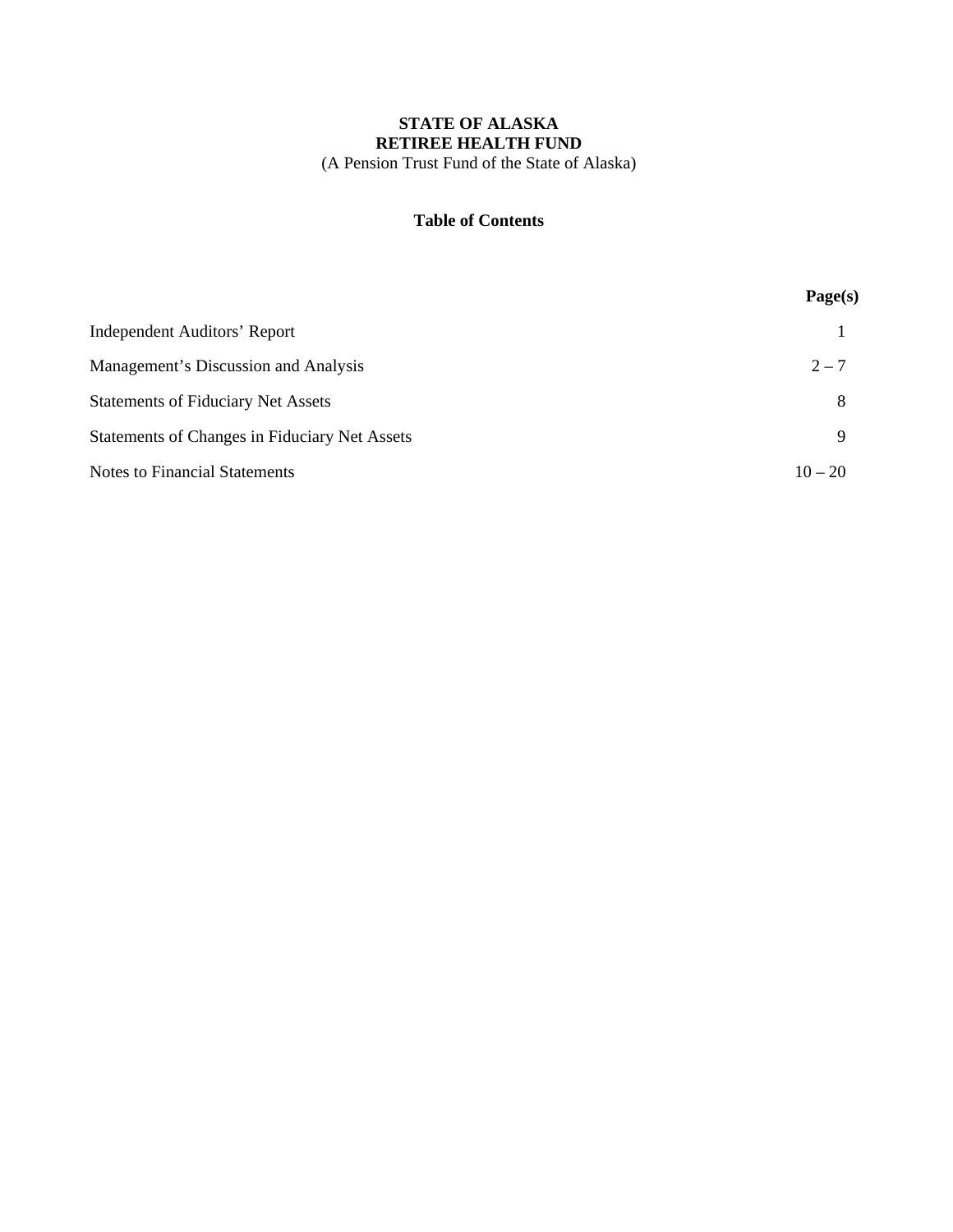**STATE OF ALASKA**
**RETIREE HEALTH FUND**
(A Pension Trust Fund of the State of Alaska)

**Table of Contents**

| | **Page(s)** |
|---|---|
| Independent Auditors' Report | 1 |
| Management's Discussion and Analysis | 2 – 7 |
| Statements of Fiduciary Net Assets | 8 |
| Statements of Changes in Fiduciary Net Assets | 9 |
| Notes to Financial Statements | 10 – 20 |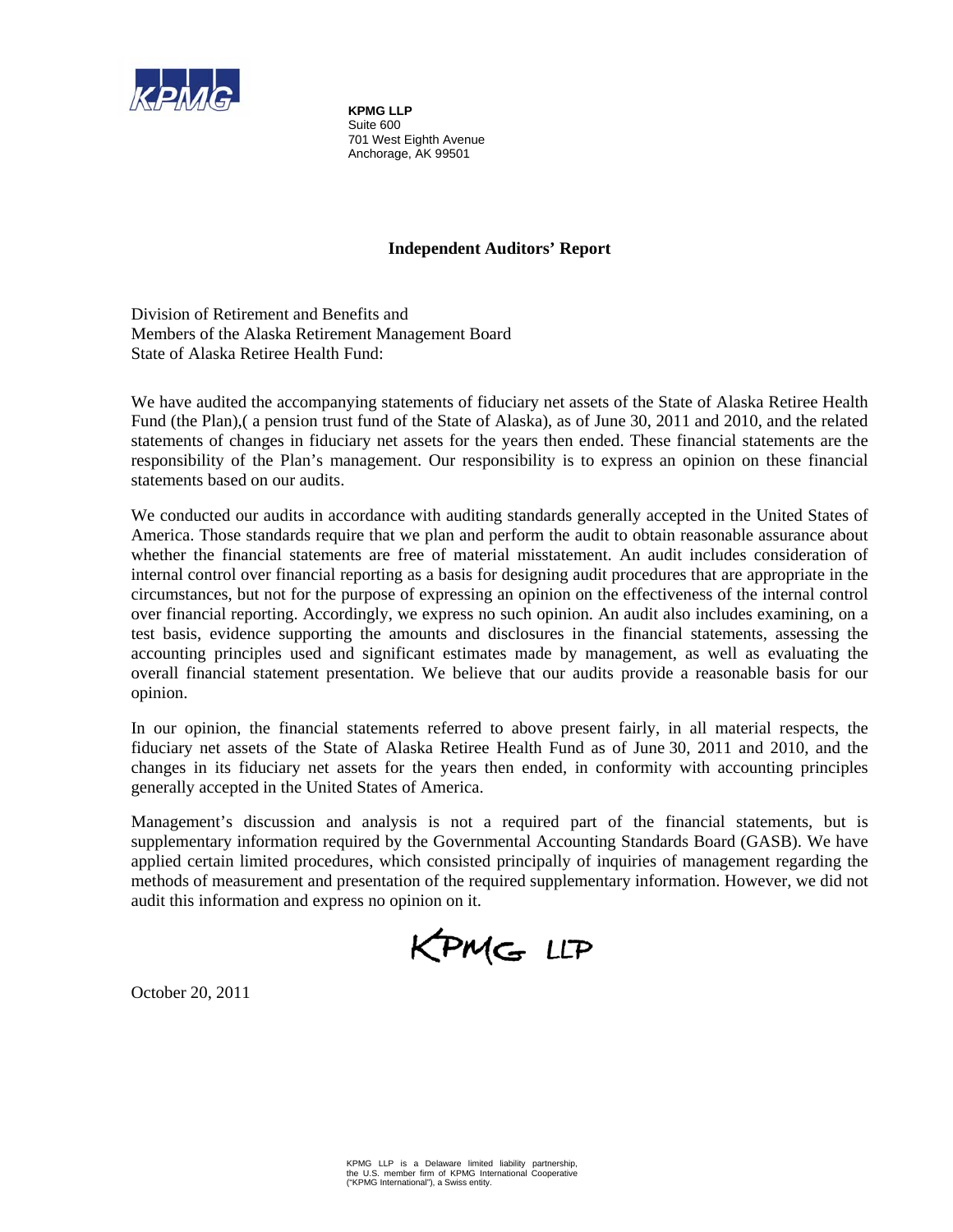**KPMG LLP**
Suite 600
701 West Eighth Avenue
Anchorage, AK 99501

## Independent Auditors' Report

Division of Retirement and Benefits and
Members of the Alaska Retirement Management Board
State of Alaska Retiree Health Fund:

We have audited the accompanying statements of fiduciary net assets of the State of Alaska Retiree Health Fund (the Plan),( a pension trust fund of the State of Alaska), as of June 30, 2011 and 2010, and the related statements of changes in fiduciary net assets for the years then ended. These financial statements are the responsibility of the Plan's management. Our responsibility is to express an opinion on these financial statements based on our audits.

We conducted our audits in accordance with auditing standards generally accepted in the United States of America. Those standards require that we plan and perform the audit to obtain reasonable assurance about whether the financial statements are free of material misstatement. An audit includes consideration of internal control over financial reporting as a basis for designing audit procedures that are appropriate in the circumstances, but not for the purpose of expressing an opinion on the effectiveness of the internal control over financial reporting. Accordingly, we express no such opinion. An audit also includes examining, on a test basis, evidence supporting the amounts and disclosures in the financial statements, assessing the accounting principles used and significant estimates made by management, as well as evaluating the overall financial statement presentation. We believe that our audits provide a reasonable basis for our opinion.

In our opinion, the financial statements referred to above present fairly, in all material respects, the fiduciary net assets of the State of Alaska Retiree Health Fund as of June 30, 2011 and 2010, and the changes in its fiduciary net assets for the years then ended, in conformity with accounting principles generally accepted in the United States of America.

Management's discussion and analysis is not a required part of the financial statements, but is supplementary information required by the Governmental Accounting Standards Board (GASB). We have applied certain limited procedures, which consisted principally of inquiries of management regarding the methods of measurement and presentation of the required supplementary information. However, we did not audit this information and express no opinion on it.

KPMG LLP

October 20, 2011

KPMG LLP is a Delaware limited liability partnership, the U.S. member firm of KPMG International Cooperative ("KPMG International"), a Swiss entity.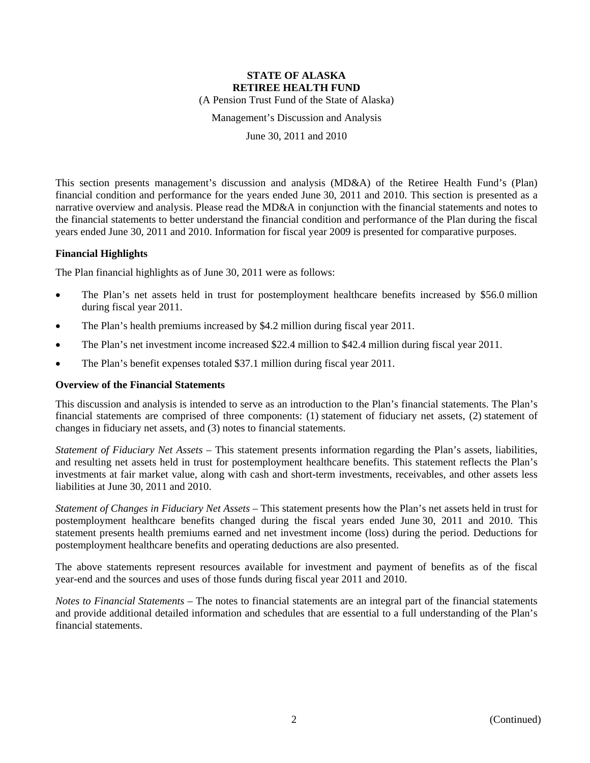# STATE OF ALASKA
# RETIREE HEALTH FUND

(A Pension Trust Fund of the State of Alaska)

Management's Discussion and Analysis

June 30, 2011 and 2010

This section presents management's discussion and analysis (MD&A) of the Retiree Health Fund's (Plan) financial condition and performance for the years ended June 30, 2011 and 2010. This section is presented as a narrative overview and analysis. Please read the MD&A in conjunction with the financial statements and notes to the financial statements to better understand the financial condition and performance of the Plan during the fiscal years ended June 30, 2011 and 2010. Information for fiscal year 2009 is presented for comparative purposes.

### Financial Highlights

The Plan financial highlights as of June 30, 2011 were as follows:

- The Plan's net assets held in trust for postemployment healthcare benefits increased by $56.0 million during fiscal year 2011.
- The Plan's health premiums increased by $4.2 million during fiscal year 2011.
- The Plan's net investment income increased $22.4 million to $42.4 million during fiscal year 2011.
- The Plan's benefit expenses totaled $37.1 million during fiscal year 2011.

### Overview of the Financial Statements

This discussion and analysis is intended to serve as an introduction to the Plan's financial statements. The Plan's financial statements are comprised of three components: (1) statement of fiduciary net assets, (2) statement of changes in fiduciary net assets, and (3) notes to financial statements.

*Statement of Fiduciary Net Assets* – This statement presents information regarding the Plan's assets, liabilities, and resulting net assets held in trust for postemployment healthcare benefits. This statement reflects the Plan's investments at fair market value, along with cash and short-term investments, receivables, and other assets less liabilities at June 30, 2011 and 2010.

*Statement of Changes in Fiduciary Net Assets* – This statement presents how the Plan's net assets held in trust for postemployment healthcare benefits changed during the fiscal years ended June 30, 2011 and 2010. This statement presents health premiums earned and net investment income (loss) during the period. Deductions for postemployment healthcare benefits and operating deductions are also presented.

The above statements represent resources available for investment and payment of benefits as of the fiscal year-end and the sources and uses of those funds during fiscal year 2011 and 2010.

*Notes to Financial Statements* – The notes to financial statements are an integral part of the financial statements and provide additional detailed information and schedules that are essential to a full understanding of the Plan's financial statements.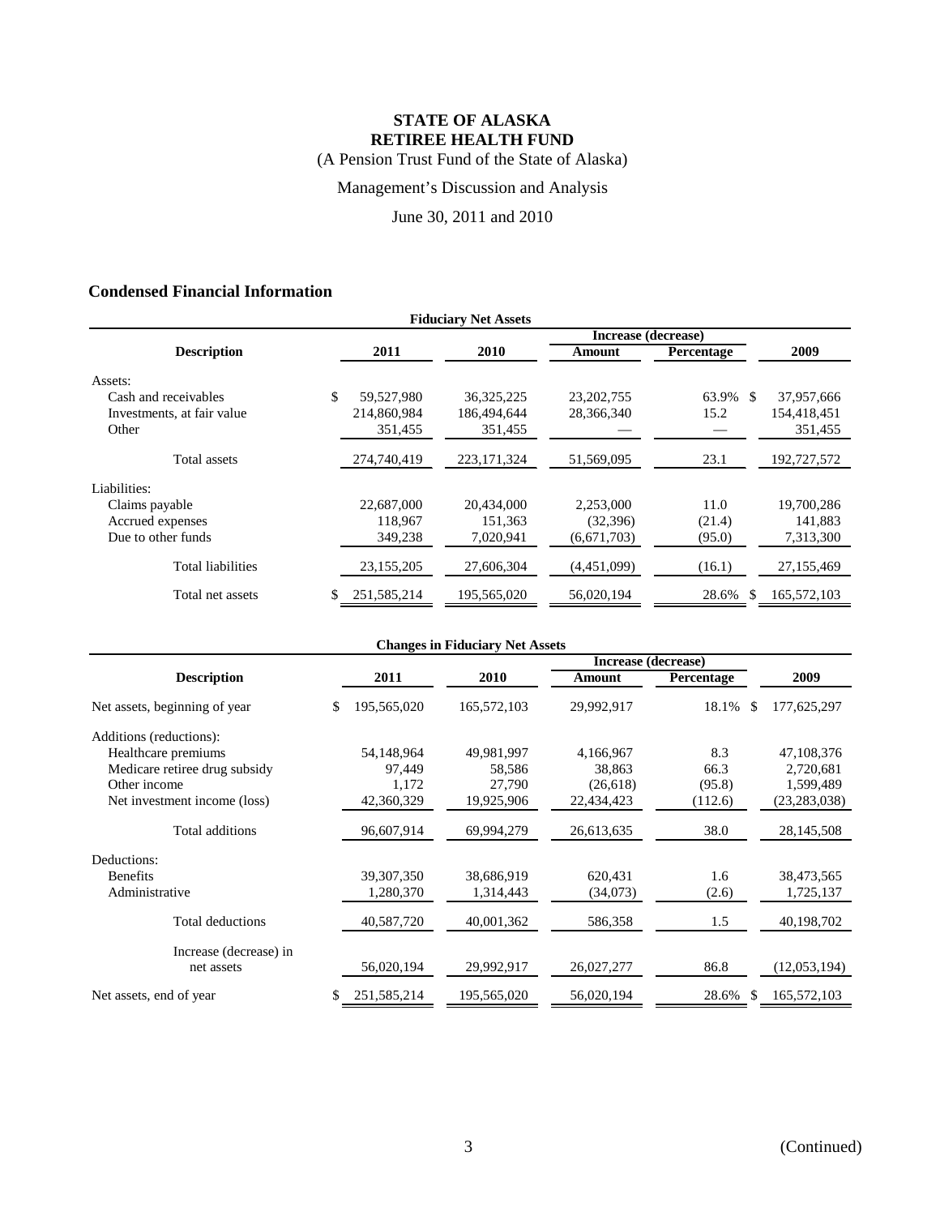# STATE OF ALASKA
# RETIREE HEALTH FUND

(A Pension Trust Fund of the State of Alaska)

Management's Discussion and Analysis

June 30, 2011 and 2010

## Condensed Financial Information

**Fiduciary Net Assets**

| Description | 2011 | 2010 | Increase (decrease) Amount | Increase (decrease) Percentage | 2009 |
|---|---|---|---|---|---|
| Assets: | | | | | |
| Cash and receivables | $ 59,527,980 | 36,325,225 | 23,202,755 | 63.9% | $ 37,957,666 |
| Investments, at fair value | 214,860,984 | 186,494,644 | 28,366,340 | 15.2 | 154,418,451 |
| Other | 351,455 | 351,455 | — | — | 351,455 |
| Total assets | 274,740,419 | 223,171,324 | 51,569,095 | 23.1 | 192,727,572 |
| Liabilities: | | | | | |
| Claims payable | 22,687,000 | 20,434,000 | 2,253,000 | 11.0 | 19,700,286 |
| Accrued expenses | 118,967 | 151,363 | (32,396) | (21.4) | 141,883 |
| Due to other funds | 349,238 | 7,020,941 | (6,671,703) | (95.0) | 7,313,300 |
| Total liabilities | 23,155,205 | 27,606,304 | (4,451,099) | (16.1) | 27,155,469 |
| Total net assets | $ 251,585,214 | 195,565,020 | 56,020,194 | 28.6% | $ 165,572,103 |

**Changes in Fiduciary Net Assets**

| Description | 2011 | 2010 | Increase (decrease) Amount | Increase (decrease) Percentage | 2009 |
|---|---|---|---|---|---|
| Net assets, beginning of year | $ 195,565,020 | 165,572,103 | 29,992,917 | 18.1% | $ 177,625,297 |
| Additions (reductions): | | | | | |
| Healthcare premiums | 54,148,964 | 49,981,997 | 4,166,967 | 8.3 | 47,108,376 |
| Medicare retiree drug subsidy | 97,449 | 58,586 | 38,863 | 66.3 | 2,720,681 |
| Other income | 1,172 | 27,790 | (26,618) | (95.8) | 1,599,489 |
| Net investment income (loss) | 42,360,329 | 19,925,906 | 22,434,423 | (112.6) | (23,283,038) |
| Total additions | 96,607,914 | 69,994,279 | 26,613,635 | 38.0 | 28,145,508 |
| Deductions: | | | | | |
| Benefits | 39,307,350 | 38,686,919 | 620,431 | 1.6 | 38,473,565 |
| Administrative | 1,280,370 | 1,314,443 | (34,073) | (2.6) | 1,725,137 |
| Total deductions | 40,587,720 | 40,001,362 | 586,358 | 1.5 | 40,198,702 |
| Increase (decrease) in net assets | 56,020,194 | 29,992,917 | 26,027,277 | 86.8 | (12,053,194) |
| Net assets, end of year | $ 251,585,214 | 195,565,020 | 56,020,194 | 28.6% | $ 165,572,103 |

(Continued)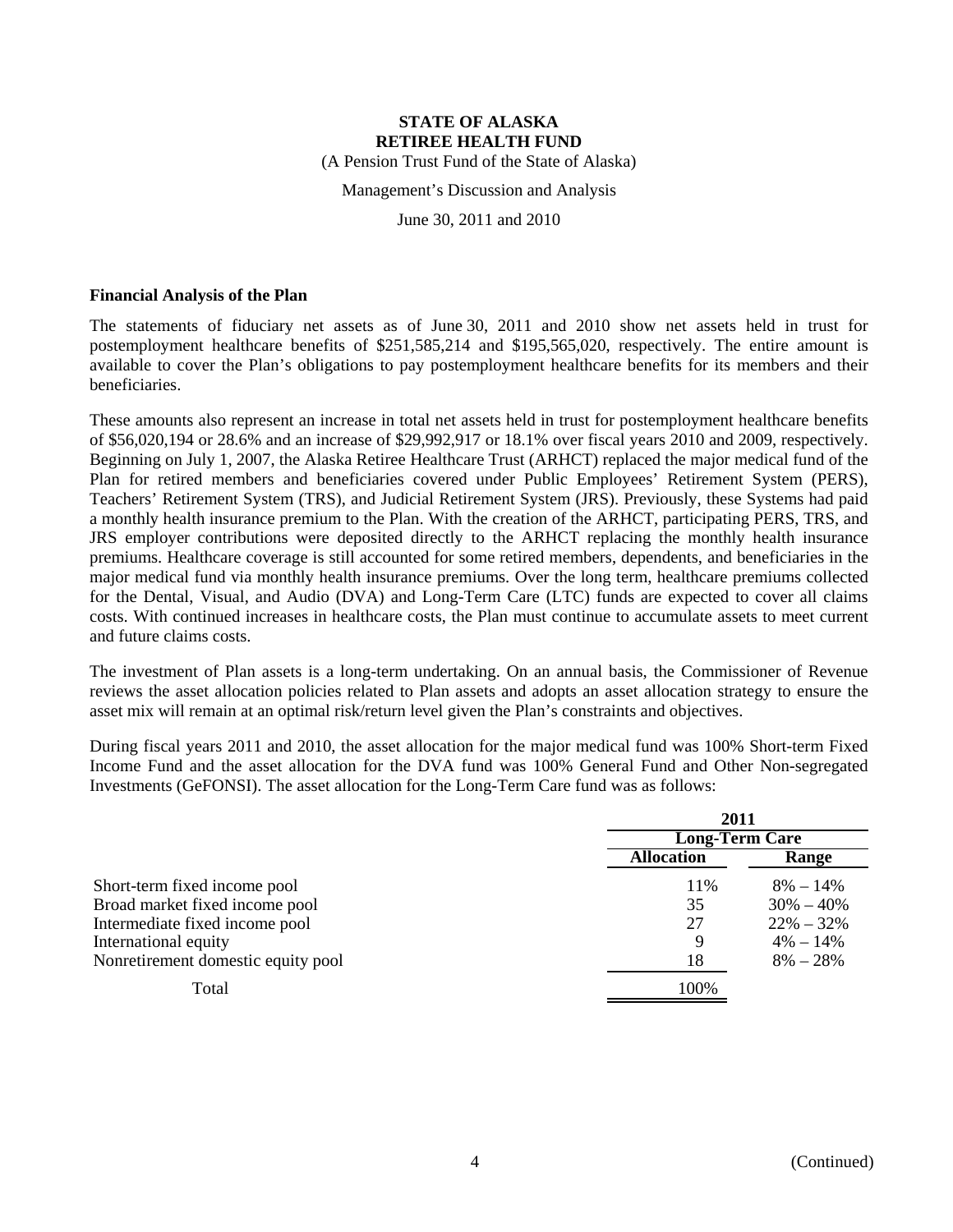# STATE OF ALASKA
# RETIREE HEALTH FUND

(A Pension Trust Fund of the State of Alaska)

Management's Discussion and Analysis

June 30, 2011 and 2010

### Financial Analysis of the Plan

The statements of fiduciary net assets as of June 30, 2011 and 2010 show net assets held in trust for postemployment healthcare benefits of $251,585,214 and $195,565,020, respectively. The entire amount is available to cover the Plan's obligations to pay postemployment healthcare benefits for its members and their beneficiaries.

These amounts also represent an increase in total net assets held in trust for postemployment healthcare benefits of $56,020,194 or 28.6% and an increase of $29,992,917 or 18.1% over fiscal years 2010 and 2009, respectively. Beginning on July 1, 2007, the Alaska Retiree Healthcare Trust (ARHCT) replaced the major medical fund of the Plan for retired members and beneficiaries covered under Public Employees' Retirement System (PERS), Teachers' Retirement System (TRS), and Judicial Retirement System (JRS). Previously, these Systems had paid a monthly health insurance premium to the Plan. With the creation of the ARHCT, participating PERS, TRS, and JRS employer contributions were deposited directly to the ARHCT replacing the monthly health insurance premiums. Healthcare coverage is still accounted for some retired members, dependents, and beneficiaries in the major medical fund via monthly health insurance premiums. Over the long term, healthcare premiums collected for the Dental, Visual, and Audio (DVA) and Long-Term Care (LTC) funds are expected to cover all claims costs. With continued increases in healthcare costs, the Plan must continue to accumulate assets to meet current and future claims costs.

The investment of Plan assets is a long-term undertaking. On an annual basis, the Commissioner of Revenue reviews the asset allocation policies related to Plan assets and adopts an asset allocation strategy to ensure the asset mix will remain at an optimal risk/return level given the Plan's constraints and objectives.

During fiscal years 2011 and 2010, the asset allocation for the major medical fund was 100% Short-term Fixed Income Fund and the asset allocation for the DVA fund was 100% General Fund and Other Non-segregated Investments (GeFONSI). The asset allocation for the Long-Term Care fund was as follows:

| | 2011 | |
|---|---|---|
| | Long-Term Care | |
| | Allocation | Range |
| Short-term fixed income pool | 11% | 8% – 14% |
| Broad market fixed income pool | 35 | 30% – 40% |
| Intermediate fixed income pool | 27 | 22% – 32% |
| International equity | 9 | 4% – 14% |
| Nonretirement domestic equity pool | 18 | 8% – 28% |
| Total | 100% | |

(Continued)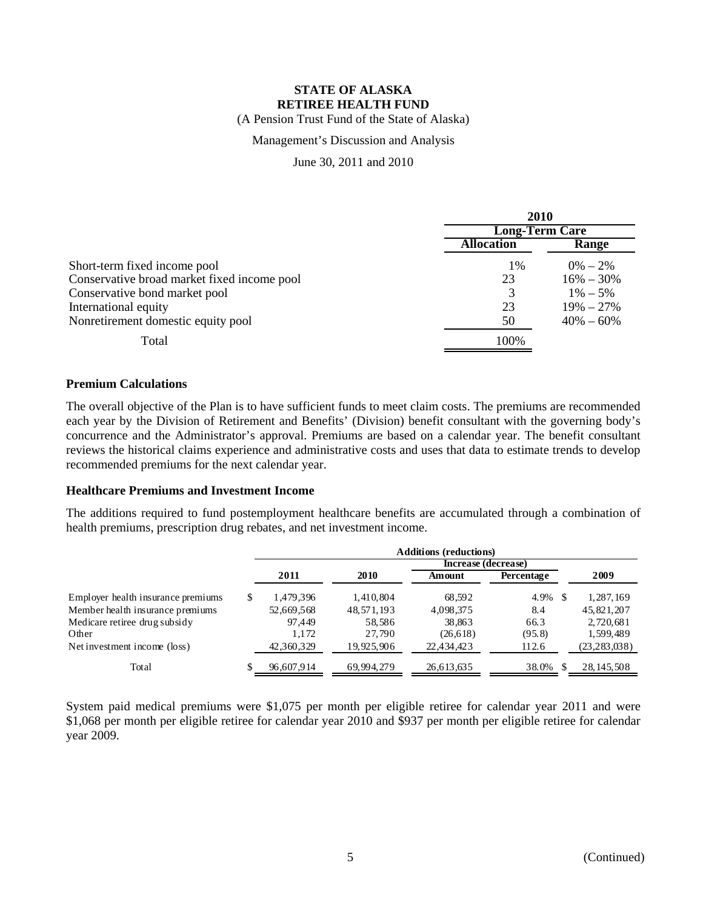# STATE OF ALASKA
## RETIREE HEALTH FUND

(A Pension Trust Fund of the State of Alaska)

Management's Discussion and Analysis

June 30, 2011 and 2010

| | 2010 | |
|---|---|---|
| | Long-Term Care | |
| | Allocation | Range |
| Short-term fixed income pool | 1% | 0% – 2% |
| Conservative broad market fixed income pool | 23 | 16% – 30% |
| Conservative bond market pool | 3 | 1% – 5% |
| International equity | 23 | 19% – 27% |
| Nonretirement domestic equity pool | 50 | 40% – 60% |
| Total | 100% | |

**Premium Calculations**

The overall objective of the Plan is to have sufficient funds to meet claim costs. The premiums are recommended each year by the Division of Retirement and Benefits' (Division) benefit consultant with the governing body's concurrence and the Administrator's approval. Premiums are based on a calendar year. The benefit consultant reviews the historical claims experience and administrative costs and uses that data to estimate trends to develop recommended premiums for the next calendar year.

**Healthcare Premiums and Investment Income**

The additions required to fund postemployment healthcare benefits are accumulated through a combination of health premiums, prescription drug rebates, and net investment income.

| | Additions (reductions) | | | | |
|---|---|---|---|---|---|
| | | | Increase (decrease) | | |
| | 2011 | 2010 | Amount | Percentage | 2009 |
| Employer health insurance premiums | $ 1,479,396 | 1,410,804 | 68,592 | 4.9% | $ 1,287,169 |
| Member health insurance premiums | 52,669,568 | 48,571,193 | 4,098,375 | 8.4 | 45,821,207 |
| Medicare retiree drug subsidy | 97,449 | 58,586 | 38,863 | 66.3 | 2,720,681 |
| Other | 1,172 | 27,790 | (26,618) | (95.8) | 1,599,489 |
| Net investment income (loss) | 42,360,329 | 19,925,906 | 22,434,423 | 112.6 | (23,283,038) |
| Total | $ 96,607,914 | 69,994,279 | 26,613,635 | 38.0% | $ 28,145,508 |

System paid medical premiums were $1,075 per month per eligible retiree for calendar year 2011 and were $1,068 per month per eligible retiree for calendar year 2010 and $937 per month per eligible retiree for calendar year 2009.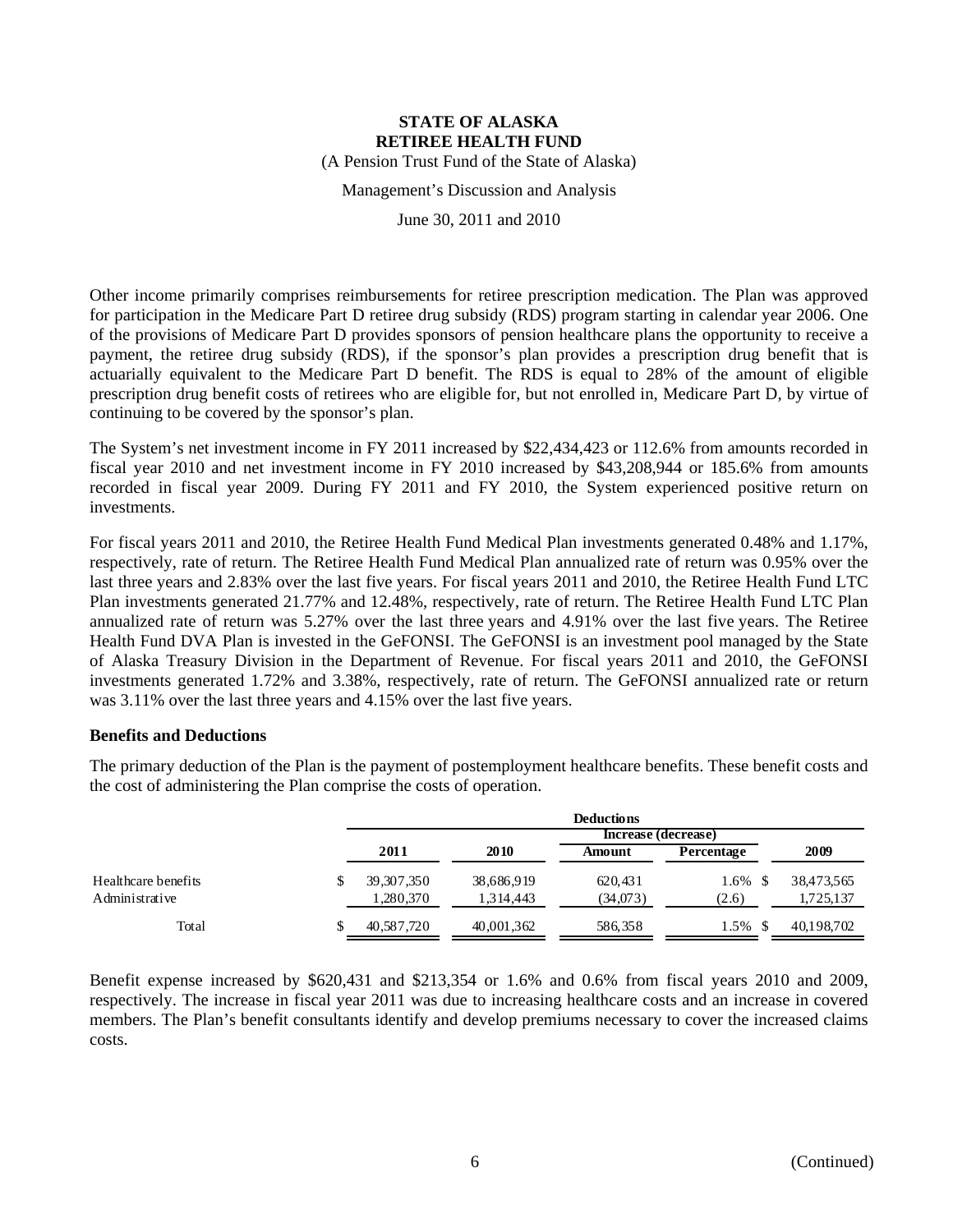Other income primarily comprises reimbursements for retiree prescription medication. The Plan was approved for participation in the Medicare Part D retiree drug subsidy (RDS) program starting in calendar year 2006. One of the provisions of Medicare Part D provides sponsors of pension healthcare plans the opportunity to receive a payment, the retiree drug subsidy (RDS), if the sponsor's plan provides a prescription drug benefit that is actuarially equivalent to the Medicare Part D benefit. The RDS is equal to 28% of the amount of eligible prescription drug benefit costs of retirees who are eligible for, but not enrolled in, Medicare Part D, by virtue of continuing to be covered by the sponsor's plan.

The System's net investment income in FY 2011 increased by $22,434,423 or 112.6% from amounts recorded in fiscal year 2010 and net investment income in FY 2010 increased by $43,208,944 or 185.6% from amounts recorded in fiscal year 2009. During FY 2011 and FY 2010, the System experienced positive return on investments.

For fiscal years 2011 and 2010, the Retiree Health Fund Medical Plan investments generated 0.48% and 1.17%, respectively, rate of return. The Retiree Health Fund Medical Plan annualized rate of return was 0.95% over the last three years and 2.83% over the last five years. For fiscal years 2011 and 2010, the Retiree Health Fund LTC Plan investments generated 21.77% and 12.48%, respectively, rate of return. The Retiree Health Fund LTC Plan annualized rate of return was 5.27% over the last three years and 4.91% over the last five years. The Retiree Health Fund DVA Plan is invested in the GeFONSI. The GeFONSI is an investment pool managed by the State of Alaska Treasury Division in the Department of Revenue. For fiscal years 2011 and 2010, the GeFONSI investments generated 1.72% and 3.38%, respectively, rate of return. The GeFONSI annualized rate or return was 3.11% over the last three years and 4.15% over the last five years.

## Benefits and Deductions

The primary deduction of the Plan is the payment of postemployment healthcare benefits. These benefit costs and the cost of administering the Plan comprise the costs of operation.

| | Deductions | | | | |
|---|---|---|---|---|---|
| | | | Increase (decrease) | | |
| | 2011 | 2010 | Amount | Percentage | 2009 |
| Healthcare benefits | $ 39,307,350 | 38,686,919 | 620,431 | 1.6% | $ 38,473,565 |
| Administrative | 1,280,370 | 1,314,443 | (34,073) | (2.6) | 1,725,137 |
| Total | $ 40,587,720 | 40,001,362 | 586,358 | 1.5% | $ 40,198,702 |

Benefit expense increased by $620,431 and $213,354 or 1.6% and 0.6% from fiscal years 2010 and 2009, respectively. The increase in fiscal year 2011 was due to increasing healthcare costs and an increase in covered members. The Plan's benefit consultants identify and develop premiums necessary to cover the increased claims costs.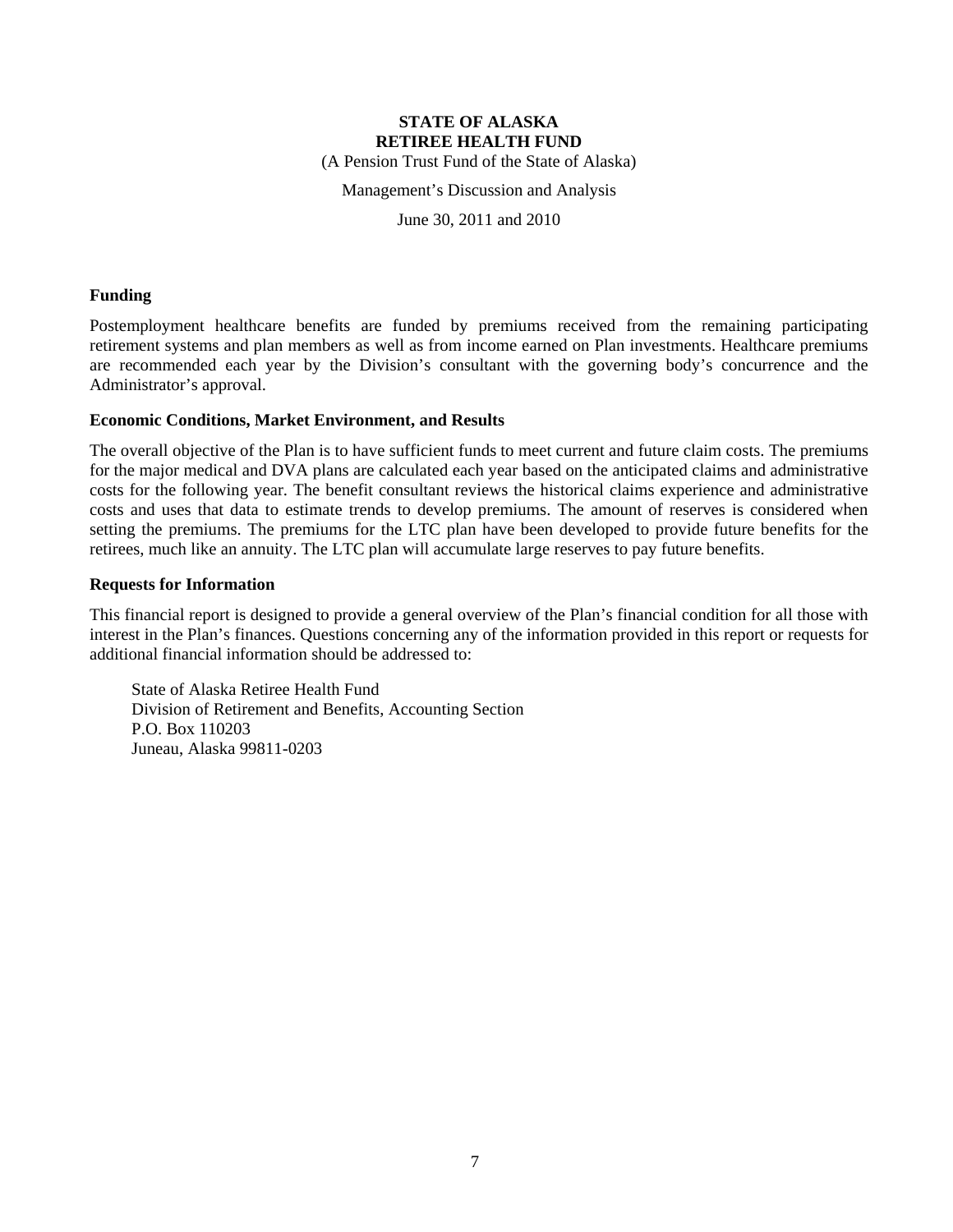**STATE OF ALASKA**
**RETIREE HEALTH FUND**
(A Pension Trust Fund of the State of Alaska)

Management's Discussion and Analysis

June 30, 2011 and 2010

### Funding

Postemployment healthcare benefits are funded by premiums received from the remaining participating retirement systems and plan members as well as from income earned on Plan investments. Healthcare premiums are recommended each year by the Division's consultant with the governing body's concurrence and the Administrator's approval.

### Economic Conditions, Market Environment, and Results

The overall objective of the Plan is to have sufficient funds to meet current and future claim costs. The premiums for the major medical and DVA plans are calculated each year based on the anticipated claims and administrative costs for the following year. The benefit consultant reviews the historical claims experience and administrative costs and uses that data to estimate trends to develop premiums. The amount of reserves is considered when setting the premiums. The premiums for the LTC plan have been developed to provide future benefits for the retirees, much like an annuity. The LTC plan will accumulate large reserves to pay future benefits.

### Requests for Information

This financial report is designed to provide a general overview of the Plan's financial condition for all those with interest in the Plan's finances. Questions concerning any of the information provided in this report or requests for additional financial information should be addressed to:

State of Alaska Retiree Health Fund
Division of Retirement and Benefits, Accounting Section
P.O. Box 110203
Juneau, Alaska 99811-0203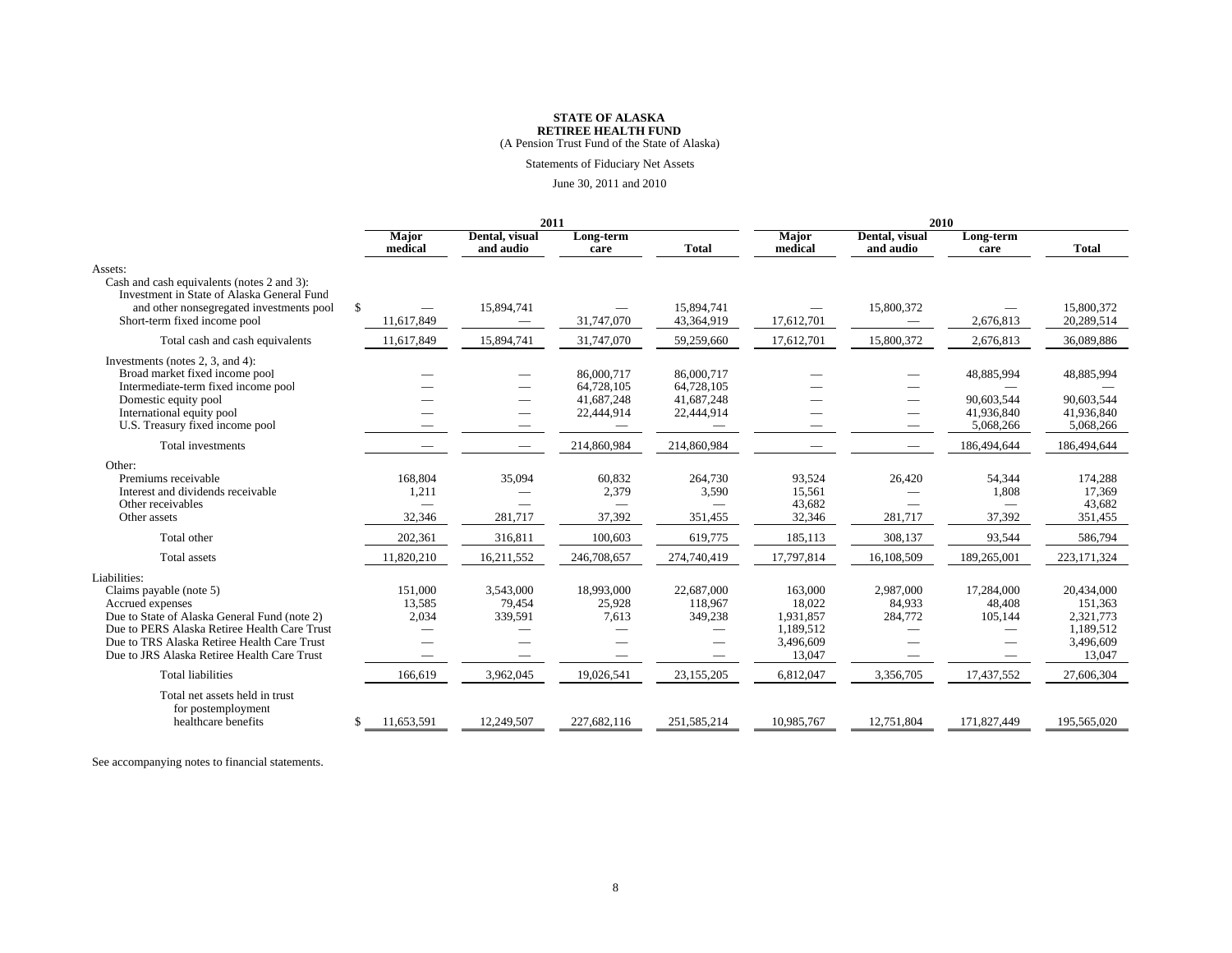**STATE OF ALASKA**
**RETIREE HEALTH FUND**
(A Pension Trust Fund of the State of Alaska)

Statements of Fiduciary Net Assets

June 30, 2011 and 2010

| | 2011 | | | | 2010 | | | |
|---|---|---|---|---|---|---|---|---|
| | **Major medical** | **Dental, visual and audio** | **Long-term care** | **Total** | **Major medical** | **Dental, visual and audio** | **Long-term care** | **Total** |
| Assets: | | | | | | | | |
| Cash and cash equivalents (notes 2 and 3): | | | | | | | | |
| Investment in State of Alaska General Fund and other nonsegregated investments pool | $ — | 15,894,741 | — | 15,894,741 | — | 15,800,372 | — | 15,800,372 |
| Short-term fixed income pool | 11,617,849 | — | 31,747,070 | 43,364,919 | 17,612,701 | — | 2,676,813 | 20,289,514 |
| Total cash and cash equivalents | 11,617,849 | 15,894,741 | 31,747,070 | 59,259,660 | 17,612,701 | 15,800,372 | 2,676,813 | 36,089,886 |
| Investments (notes 2, 3, and 4): | | | | | | | | |
| Broad market fixed income pool | — | — | 86,000,717 | 86,000,717 | — | — | 48,885,994 | 48,885,994 |
| Intermediate-term fixed income pool | — | — | 64,728,105 | 64,728,105 | — | — | — | — |
| Domestic equity pool | — | — | 41,687,248 | 41,687,248 | — | — | 90,603,544 | 90,603,544 |
| International equity pool | — | — | 22,444,914 | 22,444,914 | — | — | 41,936,840 | 41,936,840 |
| U.S. Treasury fixed income pool | — | — | — | — | — | — | 5,068,266 | 5,068,266 |
| Total investments | — | — | 214,860,984 | 214,860,984 | — | — | 186,494,644 | 186,494,644 |
| Other: | | | | | | | | |
| Premiums receivable | 168,804 | 35,094 | 60,832 | 264,730 | 93,524 | 26,420 | 54,344 | 174,288 |
| Interest and dividends receivable | 1,211 | — | 2,379 | 3,590 | 15,561 | — | 1,808 | 17,369 |
| Other receivables | — | — | — | — | 43,682 | — | — | 43,682 |
| Other assets | 32,346 | 281,717 | 37,392 | 351,455 | 32,346 | 281,717 | 37,392 | 351,455 |
| Total other | 202,361 | 316,811 | 100,603 | 619,775 | 185,113 | 308,137 | 93,544 | 586,794 |
| Total assets | 11,820,210 | 16,211,552 | 246,708,657 | 274,740,419 | 17,797,814 | 16,108,509 | 189,265,001 | 223,171,324 |
| Liabilities: | | | | | | | | |
| Claims payable (note 5) | 151,000 | 3,543,000 | 18,993,000 | 22,687,000 | 163,000 | 2,987,000 | 17,284,000 | 20,434,000 |
| Accrued expenses | 13,585 | 79,454 | 25,928 | 118,967 | 18,022 | 84,933 | 48,408 | 151,363 |
| Due to State of Alaska General Fund (note 2) | 2,034 | 339,591 | 7,613 | 349,238 | 1,931,857 | 284,772 | 105,144 | 2,321,773 |
| Due to PERS Alaska Retiree Health Care Trust | — | — | — | — | 1,189,512 | — | — | 1,189,512 |
| Due to TRS Alaska Retiree Health Care Trust | — | — | — | — | 3,496,609 | — | — | 3,496,609 |
| Due to JRS Alaska Retiree Health Care Trust | — | — | — | — | 13,047 | — | — | 13,047 |
| Total liabilities | 166,619 | 3,962,045 | 19,026,541 | 23,155,205 | 6,812,047 | 3,356,705 | 17,437,552 | 27,606,304 |
| Total net assets held in trust for postemployment healthcare benefits | $ 11,653,591 | 12,249,507 | 227,682,116 | 251,585,214 | 10,985,767 | 12,751,804 | 171,827,449 | 195,565,020 |

See accompanying notes to financial statements.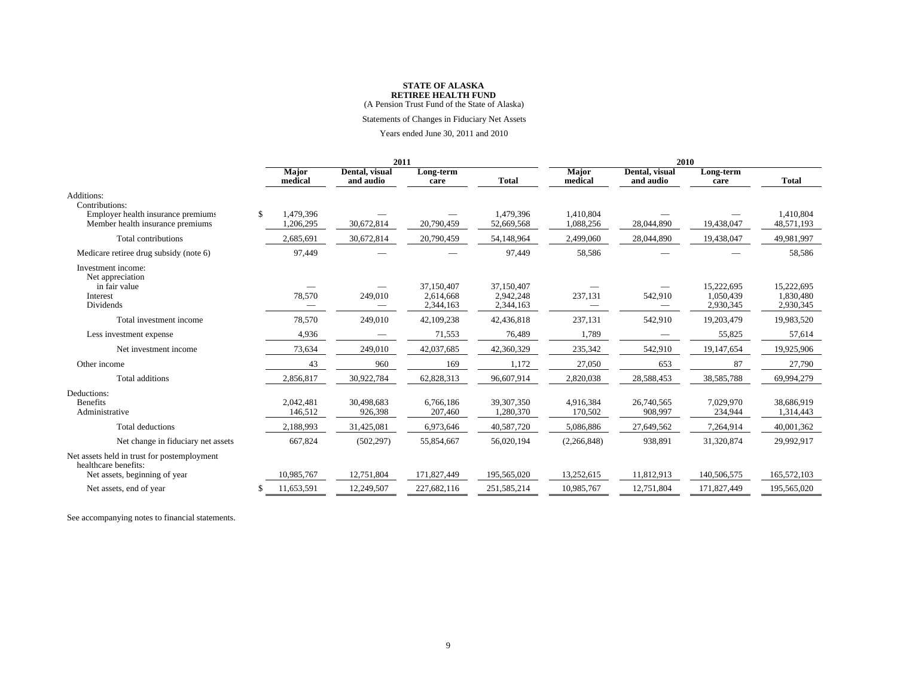**STATE OF ALASKA**
**RETIREE HEALTH FUND**
(A Pension Trust Fund of the State of Alaska)

Statements of Changes in Fiduciary Net Assets

Years ended June 30, 2011 and 2010

| | 2011 | | | | 2010 | | | |
|---|---|---|---|---|---|---|---|---|
| | **Major medical** | **Dental, visual and audio** | **Long-term care** | **Total** | **Major medical** | **Dental, visual and audio** | **Long-term care** | **Total** |
| Additions: | | | | | | | | |
| Contributions: | | | | | | | | |
| Employer health insurance premiums | $ 1,479,396 | — | — | 1,479,396 | 1,410,804 | — | — | 1,410,804 |
| Member health insurance premiums | 1,206,295 | 30,672,814 | 20,790,459 | 52,669,568 | 1,088,256 | 28,044,890 | 19,438,047 | 48,571,193 |
| Total contributions | 2,685,691 | 30,672,814 | 20,790,459 | 54,148,964 | 2,499,060 | 28,044,890 | 19,438,047 | 49,981,997 |
| Medicare retiree drug subsidy (note 6) | 97,449 | — | — | 97,449 | 58,586 | — | — | 58,586 |
| Investment income: | | | | | | | | |
| Net appreciation in fair value | — | — | 37,150,407 | 37,150,407 | — | — | 15,222,695 | 15,222,695 |
| Interest | 78,570 | 249,010 | 2,614,668 | 2,942,248 | 237,131 | 542,910 | 1,050,439 | 1,830,480 |
| Dividends | — | — | 2,344,163 | 2,344,163 | — | — | 2,930,345 | 2,930,345 |
| Total investment income | 78,570 | 249,010 | 42,109,238 | 42,436,818 | 237,131 | 542,910 | 19,203,479 | 19,983,520 |
| Less investment expense | 4,936 | — | 71,553 | 76,489 | 1,789 | — | 55,825 | 57,614 |
| Net investment income | 73,634 | 249,010 | 42,037,685 | 42,360,329 | 235,342 | 542,910 | 19,147,654 | 19,925,906 |
| Other income | 43 | 960 | 169 | 1,172 | 27,050 | 653 | 87 | 27,790 |
| Total additions | 2,856,817 | 30,922,784 | 62,828,313 | 96,607,914 | 2,820,038 | 28,588,453 | 38,585,788 | 69,994,279 |
| Deductions: | | | | | | | | |
| Benefits | 2,042,481 | 30,498,683 | 6,766,186 | 39,307,350 | 4,916,384 | 26,740,565 | 7,029,970 | 38,686,919 |
| Administrative | 146,512 | 926,398 | 207,460 | 1,280,370 | 170,502 | 908,997 | 234,944 | 1,314,443 |
| Total deductions | 2,188,993 | 31,425,081 | 6,973,646 | 40,587,720 | 5,086,886 | 27,649,562 | 7,264,914 | 40,001,362 |
| Net change in fiduciary net assets | 667,824 | (502,297) | 55,854,667 | 56,020,194 | (2,266,848) | 938,891 | 31,320,874 | 29,992,917 |
| Net assets held in trust for postemployment healthcare benefits: | | | | | | | | |
| Net assets, beginning of year | 10,985,767 | 12,751,804 | 171,827,449 | 195,565,020 | 13,252,615 | 11,812,913 | 140,506,575 | 165,572,103 |
| Net assets, end of year | $ 11,653,591 | 12,249,507 | 227,682,116 | 251,585,214 | 10,985,767 | 12,751,804 | 171,827,449 | 195,565,020 |

See accompanying notes to financial statements.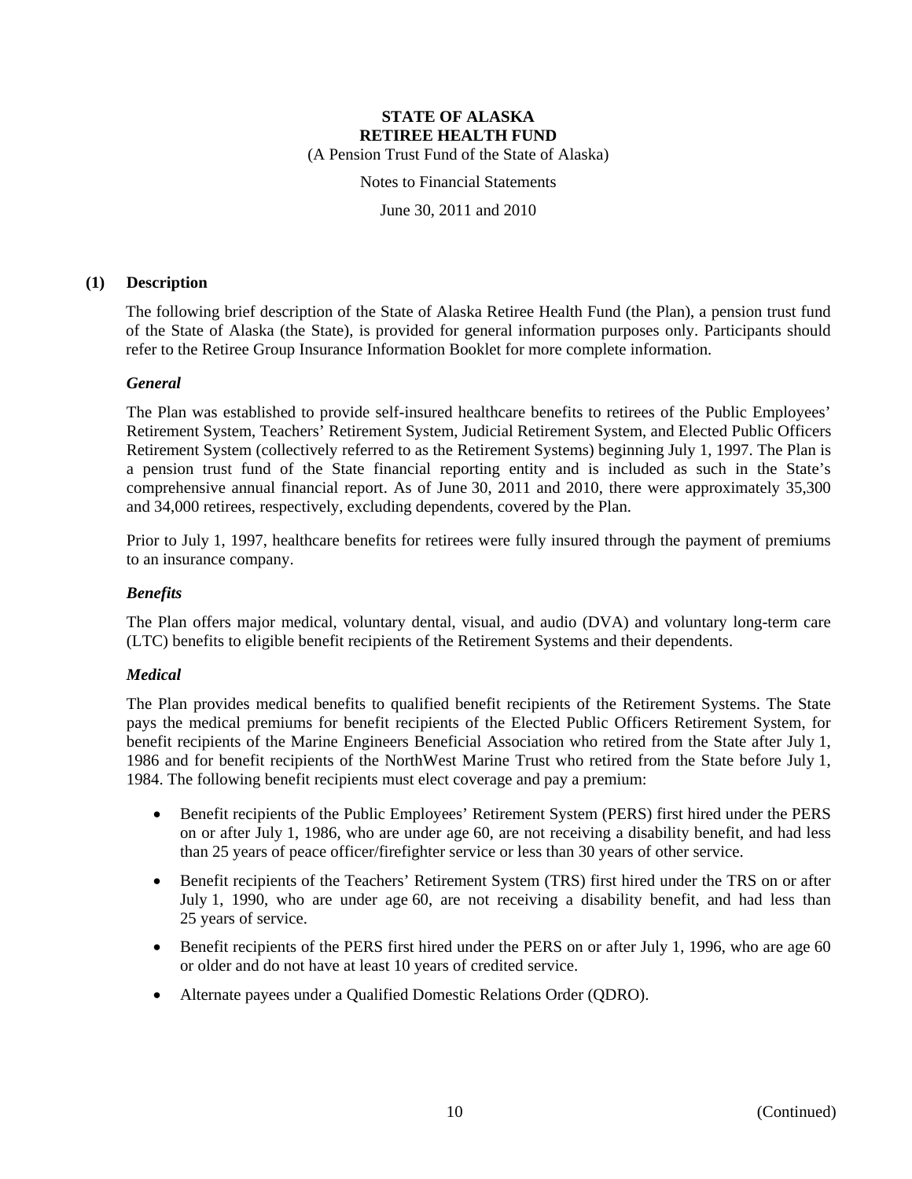# STATE OF ALASKA
# RETIREE HEALTH FUND

(A Pension Trust Fund of the State of Alaska)

Notes to Financial Statements

June 30, 2011 and 2010

## (1) Description

The following brief description of the State of Alaska Retiree Health Fund (the Plan), a pension trust fund of the State of Alaska (the State), is provided for general information purposes only. Participants should refer to the Retiree Group Insurance Information Booklet for more complete information.

### *General*

The Plan was established to provide self-insured healthcare benefits to retirees of the Public Employees' Retirement System, Teachers' Retirement System, Judicial Retirement System, and Elected Public Officers Retirement System (collectively referred to as the Retirement Systems) beginning July 1, 1997. The Plan is a pension trust fund of the State financial reporting entity and is included as such in the State's comprehensive annual financial report. As of June 30, 2011 and 2010, there were approximately 35,300 and 34,000 retirees, respectively, excluding dependents, covered by the Plan.

Prior to July 1, 1997, healthcare benefits for retirees were fully insured through the payment of premiums to an insurance company.

### *Benefits*

The Plan offers major medical, voluntary dental, visual, and audio (DVA) and voluntary long-term care (LTC) benefits to eligible benefit recipients of the Retirement Systems and their dependents.

### *Medical*

The Plan provides medical benefits to qualified benefit recipients of the Retirement Systems. The State pays the medical premiums for benefit recipients of the Elected Public Officers Retirement System, for benefit recipients of the Marine Engineers Beneficial Association who retired from the State after July 1, 1986 and for benefit recipients of the NorthWest Marine Trust who retired from the State before July 1, 1984. The following benefit recipients must elect coverage and pay a premium:

- Benefit recipients of the Public Employees' Retirement System (PERS) first hired under the PERS on or after July 1, 1986, who are under age 60, are not receiving a disability benefit, and had less than 25 years of peace officer/firefighter service or less than 30 years of other service.
- Benefit recipients of the Teachers' Retirement System (TRS) first hired under the TRS on or after July 1, 1990, who are under age 60, are not receiving a disability benefit, and had less than 25 years of service.
- Benefit recipients of the PERS first hired under the PERS on or after July 1, 1996, who are age 60 or older and do not have at least 10 years of credited service.
- Alternate payees under a Qualified Domestic Relations Order (QDRO).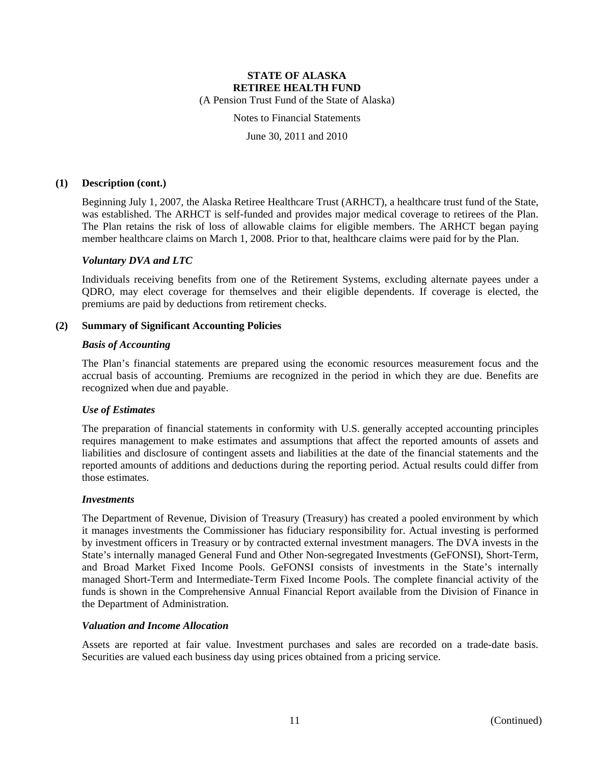## (1) Description (cont.)

Beginning July 1, 2007, the Alaska Retiree Healthcare Trust (ARHCT), a healthcare trust fund of the State, was established. The ARHCT is self-funded and provides major medical coverage to retirees of the Plan. The Plan retains the risk of loss of allowable claims for eligible members. The ARHCT began paying member healthcare claims on March 1, 2008. Prior to that, healthcare claims were paid for by the Plan.

### *Voluntary DVA and LTC*

Individuals receiving benefits from one of the Retirement Systems, excluding alternate payees under a QDRO, may elect coverage for themselves and their eligible dependents. If coverage is elected, the premiums are paid by deductions from retirement checks.

## (2) Summary of Significant Accounting Policies

### *Basis of Accounting*

The Plan's financial statements are prepared using the economic resources measurement focus and the accrual basis of accounting. Premiums are recognized in the period in which they are due. Benefits are recognized when due and payable.

### *Use of Estimates*

The preparation of financial statements in conformity with U.S. generally accepted accounting principles requires management to make estimates and assumptions that affect the reported amounts of assets and liabilities and disclosure of contingent assets and liabilities at the date of the financial statements and the reported amounts of additions and deductions during the reporting period. Actual results could differ from those estimates.

### *Investments*

The Department of Revenue, Division of Treasury (Treasury) has created a pooled environment by which it manages investments the Commissioner has fiduciary responsibility for. Actual investing is performed by investment officers in Treasury or by contracted external investment managers. The DVA invests in the State's internally managed General Fund and Other Non-segregated Investments (GeFONSI), Short-Term, and Broad Market Fixed Income Pools. GeFONSI consists of investments in the State's internally managed Short-Term and Intermediate-Term Fixed Income Pools. The complete financial activity of the funds is shown in the Comprehensive Annual Financial Report available from the Division of Finance in the Department of Administration.

### *Valuation and Income Allocation*

Assets are reported at fair value. Investment purchases and sales are recorded on a trade-date basis. Securities are valued each business day using prices obtained from a pricing service.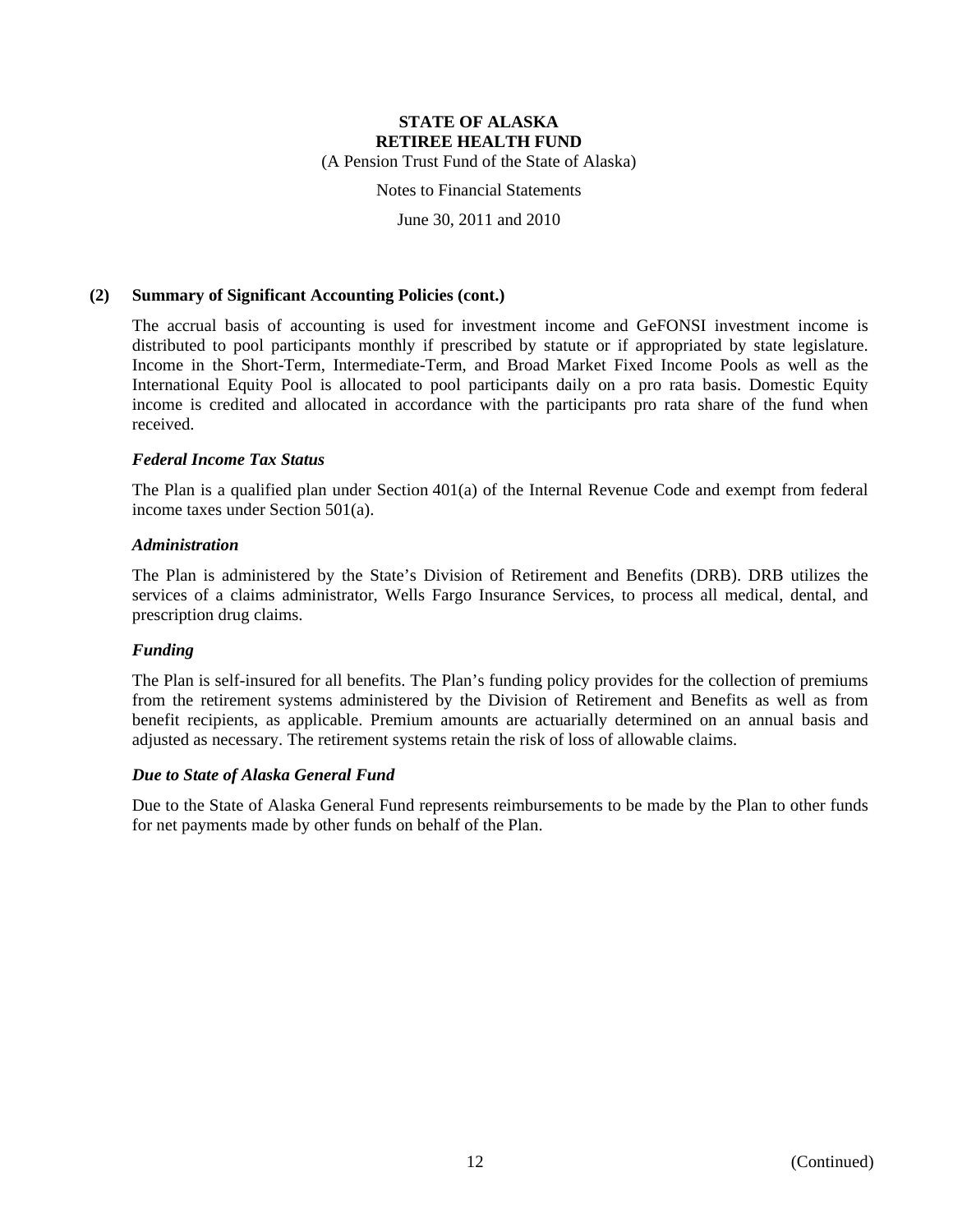## (2) Summary of Significant Accounting Policies (cont.)

The accrual basis of accounting is used for investment income and GeFONSI investment income is distributed to pool participants monthly if prescribed by statute or if appropriated by state legislature. Income in the Short-Term, Intermediate-Term, and Broad Market Fixed Income Pools as well as the International Equity Pool is allocated to pool participants daily on a pro rata basis. Domestic Equity income is credited and allocated in accordance with the participants pro rata share of the fund when received.

### *Federal Income Tax Status*

The Plan is a qualified plan under Section 401(a) of the Internal Revenue Code and exempt from federal income taxes under Section 501(a).

### *Administration*

The Plan is administered by the State's Division of Retirement and Benefits (DRB). DRB utilizes the services of a claims administrator, Wells Fargo Insurance Services, to process all medical, dental, and prescription drug claims.

### *Funding*

The Plan is self-insured for all benefits. The Plan's funding policy provides for the collection of premiums from the retirement systems administered by the Division of Retirement and Benefits as well as from benefit recipients, as applicable. Premium amounts are actuarially determined on an annual basis and adjusted as necessary. The retirement systems retain the risk of loss of allowable claims.

### *Due to State of Alaska General Fund*

Due to the State of Alaska General Fund represents reimbursements to be made by the Plan to other funds for net payments made by other funds on behalf of the Plan.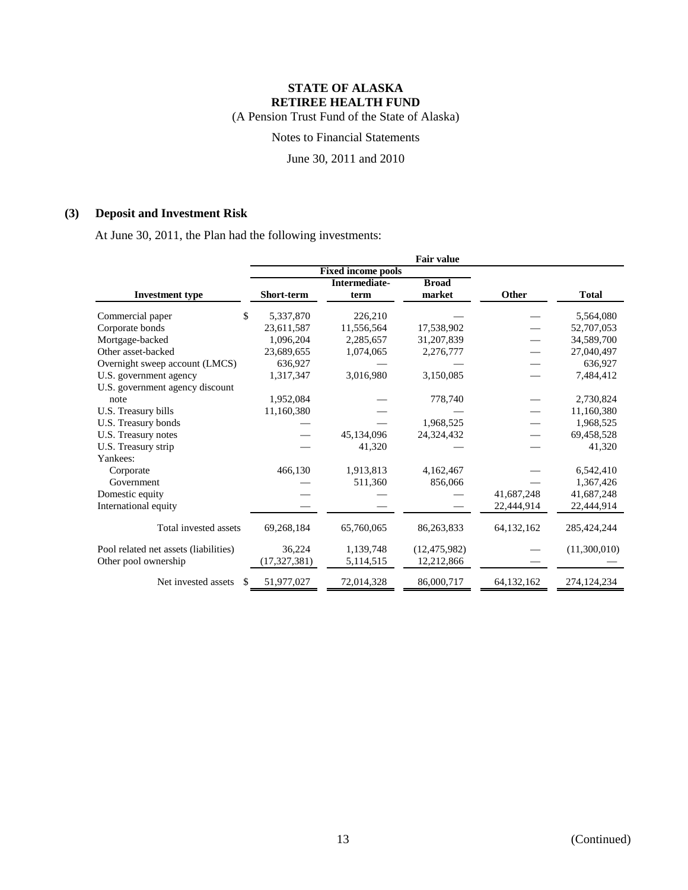# STATE OF ALASKA
# RETIREE HEALTH FUND

(A Pension Trust Fund of the State of Alaska)

Notes to Financial Statements

June 30, 2011 and 2010

## (3) Deposit and Investment Risk

At June 30, 2011, the Plan had the following investments:

| | Fair value | | | | |
|---|---|---|---|---|---|
| | Fixed income pools | | | | |
| Investment type | Short-term | Intermediate-term | Broad market | Other | Total |
| Commercial paper | $ 5,337,870 | 226,210 | — | — | 5,564,080 |
| Corporate bonds | 23,611,587 | 11,556,564 | 17,538,902 | — | 52,707,053 |
| Mortgage-backed | 1,096,204 | 2,285,657 | 31,207,839 | — | 34,589,700 |
| Other asset-backed | 23,689,655 | 1,074,065 | 2,276,777 | — | 27,040,497 |
| Overnight sweep account (LMCS) | 636,927 | — | — | — | 636,927 |
| U.S. government agency | 1,317,347 | 3,016,980 | 3,150,085 | — | 7,484,412 |
| U.S. government agency discount note | 1,952,084 | — | 778,740 | — | 2,730,824 |
| U.S. Treasury bills | 11,160,380 | — | — | — | 11,160,380 |
| U.S. Treasury bonds | — | — | 1,968,525 | — | 1,968,525 |
| U.S. Treasury notes | — | 45,134,096 | 24,324,432 | — | 69,458,528 |
| U.S. Treasury strip | — | 41,320 | — | — | 41,320 |
| Yankees: | | | | | |
| Corporate | 466,130 | 1,913,813 | 4,162,467 | — | 6,542,410 |
| Government | — | 511,360 | 856,066 | — | 1,367,426 |
| Domestic equity | — | — | — | 41,687,248 | 41,687,248 |
| International equity | — | — | — | 22,444,914 | 22,444,914 |
| Total invested assets | 69,268,184 | 65,760,065 | 86,263,833 | 64,132,162 | 285,424,244 |
| Pool related net assets (liabilities) | 36,224 | 1,139,748 | (12,475,982) | — | (11,300,010) |
| Other pool ownership | (17,327,381) | 5,114,515 | 12,212,866 | — | — |
| Net invested assets | $ 51,977,027 | 72,014,328 | 86,000,717 | 64,132,162 | 274,124,234 |

(Continued)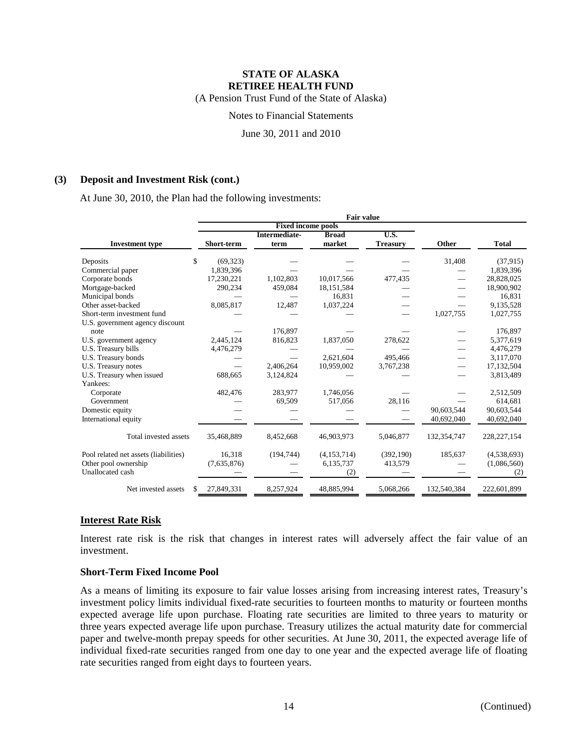**(3) Deposit and Investment Risk (cont.)**

At June 30, 2010, the Plan had the following investments:

| | Fair value | | | | | |
|---|---|---|---|---|---|---|
| | Fixed income pools | | | | | |
| Investment type | Short-term | Intermediate-term | Broad market | U.S. Treasury | Other | Total |
| Deposits | $ (69,323) | — | — | — | 31,408 | (37,915) |
| Commercial paper | 1,839,396 | — | — | — | — | 1,839,396 |
| Corporate bonds | 17,230,221 | 1,102,803 | 10,017,566 | 477,435 | — | 28,828,025 |
| Mortgage-backed | 290,234 | 459,084 | 18,151,584 | — | — | 18,900,902 |
| Municipal bonds | — | — | 16,831 | — | — | 16,831 |
| Other asset-backed | 8,085,817 | 12,487 | 1,037,224 | — | — | 9,135,528 |
| Short-term investment fund | — | — | — | — | 1,027,755 | 1,027,755 |
| U.S. government agency discount note | — | 176,897 | — | — | — | 176,897 |
| U.S. government agency | 2,445,124 | 816,823 | 1,837,050 | 278,622 | — | 5,377,619 |
| U.S. Treasury bills | 4,476,279 | — | — | — | — | 4,476,279 |
| U.S. Treasury bonds | — | — | 2,621,604 | 495,466 | — | 3,117,070 |
| U.S. Treasury notes | — | 2,406,264 | 10,959,002 | 3,767,238 | — | 17,132,504 |
| U.S. Treasury when issued | 688,665 | 3,124,824 | — | — | — | 3,813,489 |
| Yankees: | | | | | | |
| Corporate | 482,476 | 283,977 | 1,746,056 | — | — | 2,512,509 |
| Government | — | 69,509 | 517,056 | 28,116 | — | 614,681 |
| Domestic equity | — | — | — | — | 90,603,544 | 90,603,544 |
| International equity | — | — | — | — | 40,692,040 | 40,692,040 |
| Total invested assets | 35,468,889 | 8,452,668 | 46,903,973 | 5,046,877 | 132,354,747 | 228,227,154 |
| Pool related net assets (liabilities) | 16,318 | (194,744) | (4,153,714) | (392,190) | 185,637 | (4,538,693) |
| Other pool ownership | (7,635,876) | — | 6,135,737 | 413,579 | — | (1,086,560) |
| Unallocated cash | — | — | (2) | — | — | (2) |
| Net invested assets | $ 27,849,331 | 8,257,924 | 48,885,994 | 5,068,266 | 132,540,384 | 222,601,899 |

## Interest Rate Risk

Interest rate risk is the risk that changes in interest rates will adversely affect the fair value of an investment.

### Short-Term Fixed Income Pool

As a means of limiting its exposure to fair value losses arising from increasing interest rates, Treasury's investment policy limits individual fixed-rate securities to fourteen months to maturity or fourteen months expected average life upon purchase. Floating rate securities are limited to three years to maturity or three years expected average life upon purchase. Treasury utilizes the actual maturity date for commercial paper and twelve-month prepay speeds for other securities. At June 30, 2011, the expected average life of individual fixed-rate securities ranged from one day to one year and the expected average life of floating rate securities ranged from eight days to fourteen years.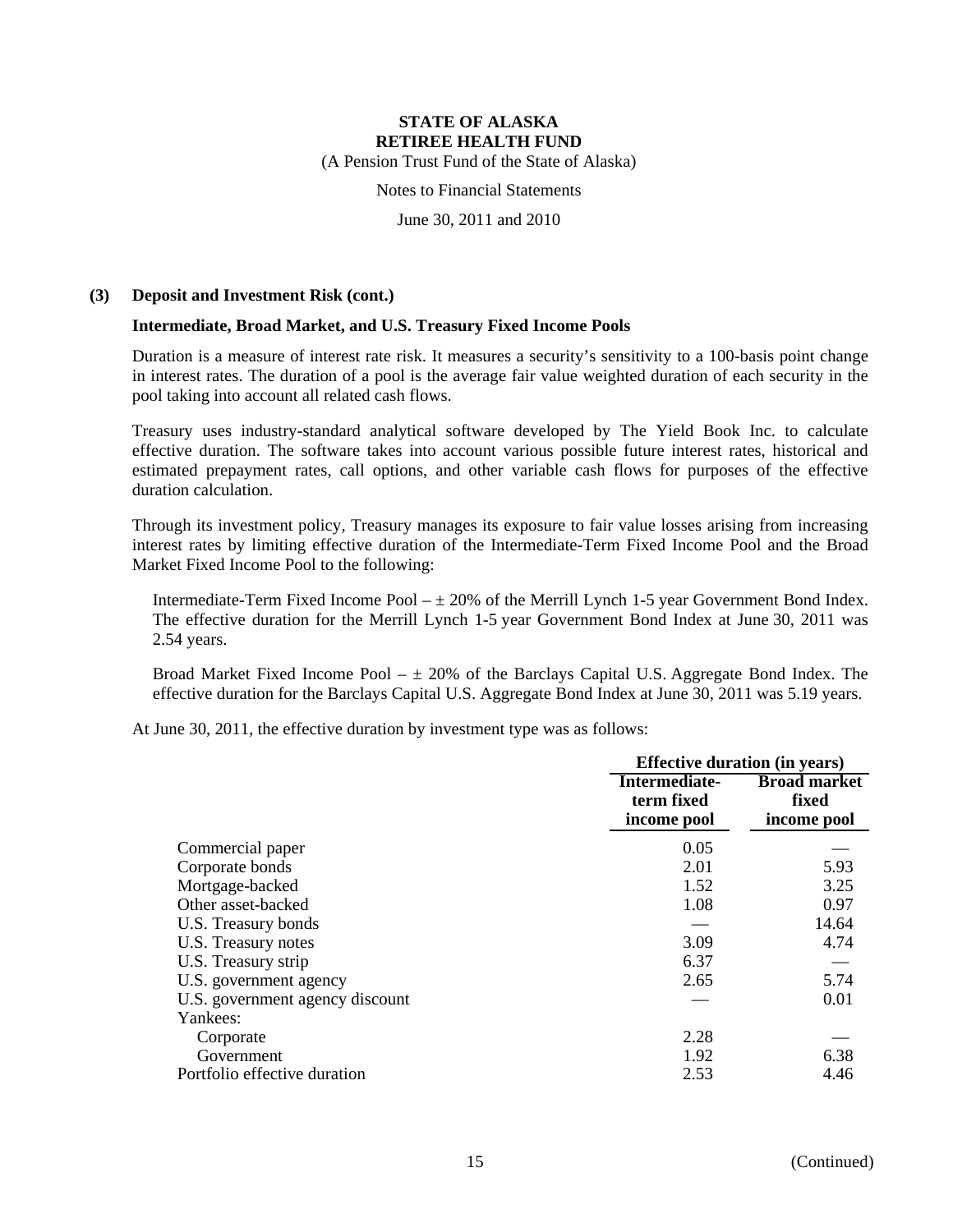**STATE OF ALASKA**
**RETIREE HEALTH FUND**
(A Pension Trust Fund of the State of Alaska)

Notes to Financial Statements

June 30, 2011 and 2010

**(3) Deposit and Investment Risk (cont.)**

**Intermediate, Broad Market, and U.S. Treasury Fixed Income Pools**

Duration is a measure of interest rate risk. It measures a security's sensitivity to a 100-basis point change in interest rates. The duration of a pool is the average fair value weighted duration of each security in the pool taking into account all related cash flows.

Treasury uses industry-standard analytical software developed by The Yield Book Inc. to calculate effective duration. The software takes into account various possible future interest rates, historical and estimated prepayment rates, call options, and other variable cash flows for purposes of the effective duration calculation.

Through its investment policy, Treasury manages its exposure to fair value losses arising from increasing interest rates by limiting effective duration of the Intermediate-Term Fixed Income Pool and the Broad Market Fixed Income Pool to the following:

Intermediate-Term Fixed Income Pool – ± 20% of the Merrill Lynch 1-5 year Government Bond Index. The effective duration for the Merrill Lynch 1-5 year Government Bond Index at June 30, 2011 was 2.54 years.

Broad Market Fixed Income Pool – ± 20% of the Barclays Capital U.S. Aggregate Bond Index. The effective duration for the Barclays Capital U.S. Aggregate Bond Index at June 30, 2011 was 5.19 years.

At June 30, 2011, the effective duration by investment type was as follows:

| | Effective duration (in years) | |
|---|---|---|
| | **Intermediate-term fixed income pool** | **Broad market fixed income pool** |
| Commercial paper | 0.05 | — |
| Corporate bonds | 2.01 | 5.93 |
| Mortgage-backed | 1.52 | 3.25 |
| Other asset-backed | 1.08 | 0.97 |
| U.S. Treasury bonds | — | 14.64 |
| U.S. Treasury notes | 3.09 | 4.74 |
| U.S. Treasury strip | 6.37 | — |
| U.S. government agency | 2.65 | 5.74 |
| U.S. government agency discount | — | 0.01 |
| Yankees: | | |
| Corporate | 2.28 | — |
| Government | 1.92 | 6.38 |
| Portfolio effective duration | 2.53 | 4.46 |

(Continued)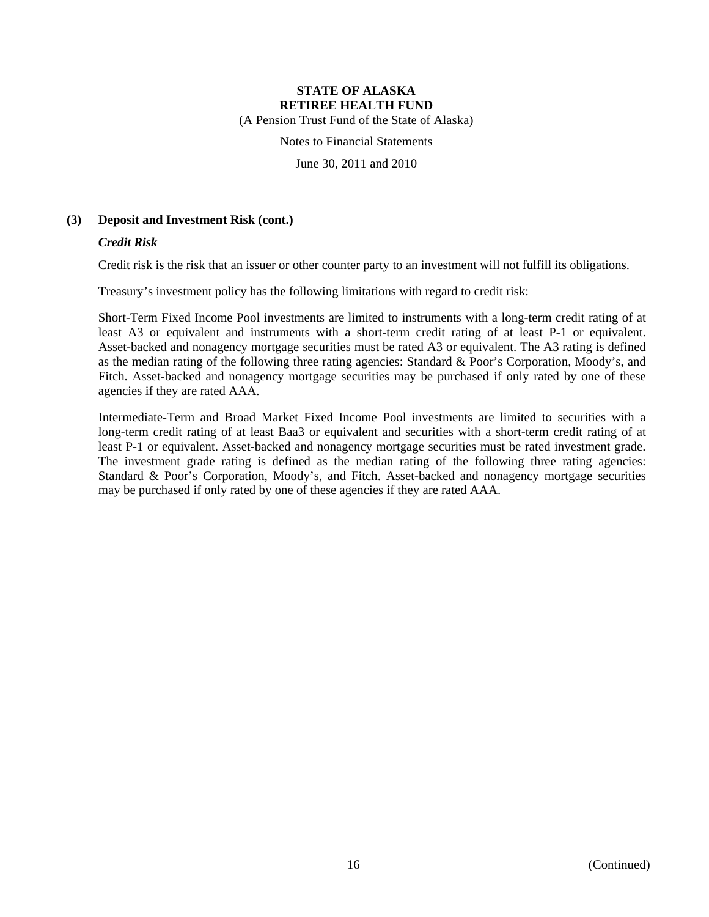## (3) Deposit and Investment Risk (cont.)

### *Credit Risk*

Credit risk is the risk that an issuer or other counter party to an investment will not fulfill its obligations.

Treasury's investment policy has the following limitations with regard to credit risk:

Short-Term Fixed Income Pool investments are limited to instruments with a long-term credit rating of at least A3 or equivalent and instruments with a short-term credit rating of at least P-1 or equivalent. Asset-backed and nonagency mortgage securities must be rated A3 or equivalent. The A3 rating is defined as the median rating of the following three rating agencies: Standard & Poor's Corporation, Moody's, and Fitch. Asset-backed and nonagency mortgage securities may be purchased if only rated by one of these agencies if they are rated AAA.

Intermediate-Term and Broad Market Fixed Income Pool investments are limited to securities with a long-term credit rating of at least Baa3 or equivalent and securities with a short-term credit rating of at least P-1 or equivalent. Asset-backed and nonagency mortgage securities must be rated investment grade. The investment grade rating is defined as the median rating of the following three rating agencies: Standard & Poor's Corporation, Moody's, and Fitch. Asset-backed and nonagency mortgage securities may be purchased if only rated by one of these agencies if they are rated AAA.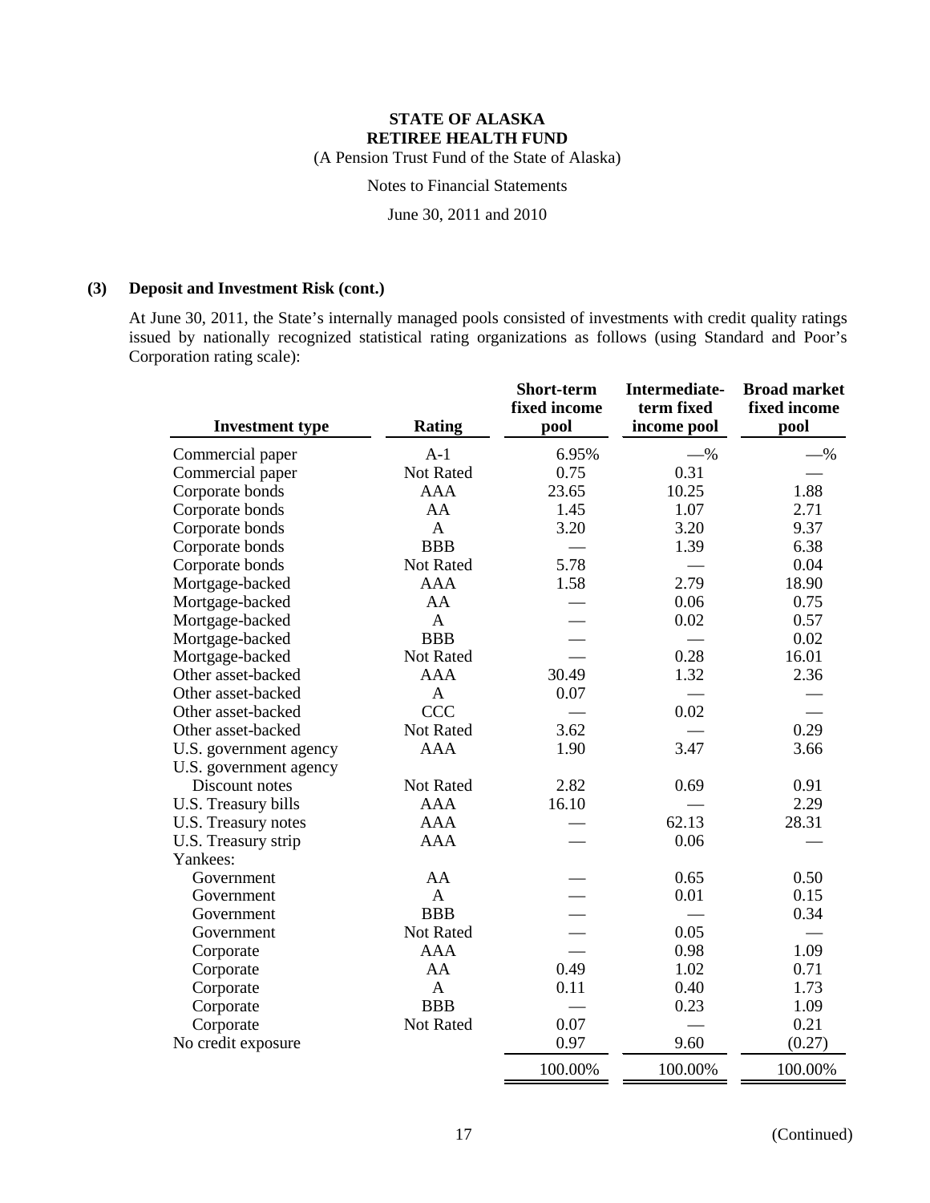**STATE OF ALASKA**
**RETIREE HEALTH FUND**
(A Pension Trust Fund of the State of Alaska)

Notes to Financial Statements

June 30, 2011 and 2010

## (3) Deposit and Investment Risk (cont.)

At June 30, 2011, the State's internally managed pools consisted of investments with credit quality ratings issued by nationally recognized statistical rating organizations as follows (using Standard and Poor's Corporation rating scale):

| Investment type | Rating | Short-term fixed income pool | Intermediate-term fixed income pool | Broad market fixed income pool |
|---|---|---|---|---|
| Commercial paper | A-1 | 6.95% | —% | —% |
| Commercial paper | Not Rated | 0.75 | 0.31 | — |
| Corporate bonds | AAA | 23.65 | 10.25 | 1.88 |
| Corporate bonds | AA | 1.45 | 1.07 | 2.71 |
| Corporate bonds | A | 3.20 | 3.20 | 9.37 |
| Corporate bonds | BBB | — | 1.39 | 6.38 |
| Corporate bonds | Not Rated | 5.78 | — | 0.04 |
| Mortgage-backed | AAA | 1.58 | 2.79 | 18.90 |
| Mortgage-backed | AA | — | 0.06 | 0.75 |
| Mortgage-backed | A | — | 0.02 | 0.57 |
| Mortgage-backed | BBB | — | — | 0.02 |
| Mortgage-backed | Not Rated | — | 0.28 | 16.01 |
| Other asset-backed | AAA | 30.49 | 1.32 | 2.36 |
| Other asset-backed | A | 0.07 | — | — |
| Other asset-backed | CCC | — | 0.02 | — |
| Other asset-backed | Not Rated | 3.62 | — | 0.29 |
| U.S. government agency | AAA | 1.90 | 3.47 | 3.66 |
| U.S. government agency Discount notes | Not Rated | 2.82 | 0.69 | 0.91 |
| U.S. Treasury bills | AAA | 16.10 | — | 2.29 |
| U.S. Treasury notes | AAA | — | 62.13 | 28.31 |
| U.S. Treasury strip | AAA | — | 0.06 | — |
| Yankees: | | | | |
| Government | AA | — | 0.65 | 0.50 |
| Government | A | — | 0.01 | 0.15 |
| Government | BBB | — | — | 0.34 |
| Government | Not Rated | — | 0.05 | — |
| Corporate | AAA | — | 0.98 | 1.09 |
| Corporate | AA | 0.49 | 1.02 | 0.71 |
| Corporate | A | 0.11 | 0.40 | 1.73 |
| Corporate | BBB | — | 0.23 | 1.09 |
| Corporate | Not Rated | 0.07 | — | 0.21 |
| No credit exposure | | 0.97 | 9.60 | (0.27) |
| | | 100.00% | 100.00% | 100.00% |

(Continued)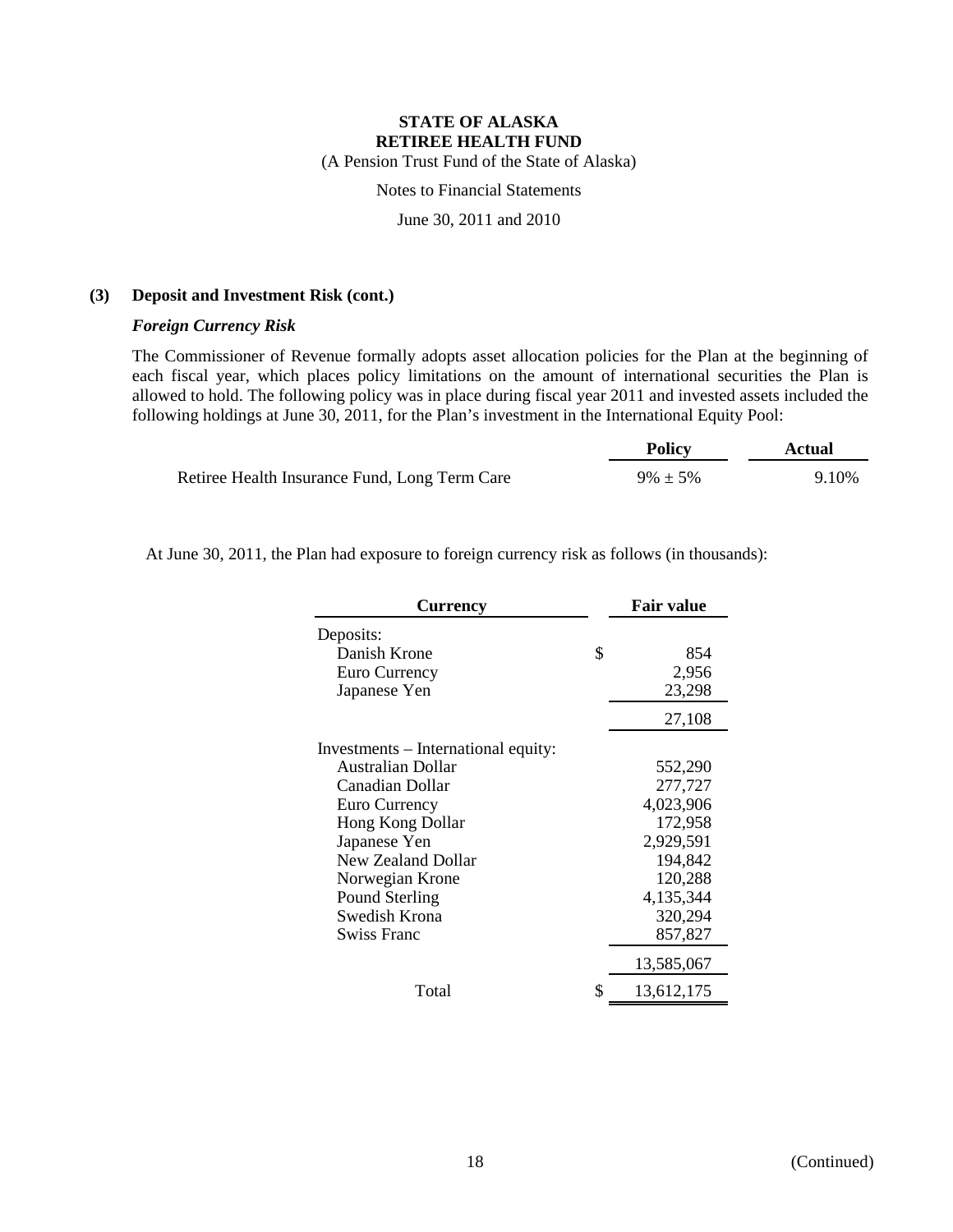**STATE OF ALASKA**
**RETIREE HEALTH FUND**
(A Pension Trust Fund of the State of Alaska)

Notes to Financial Statements

June 30, 2011 and 2010

## (3) Deposit and Investment Risk (cont.)

### *Foreign Currency Risk*

The Commissioner of Revenue formally adopts asset allocation policies for the Plan at the beginning of each fiscal year, which places policy limitations on the amount of international securities the Plan is allowed to hold. The following policy was in place during fiscal year 2011 and invested assets included the following holdings at June 30, 2011, for the Plan's investment in the International Equity Pool:

| | Policy | Actual |
|---|---|---|
| Retiree Health Insurance Fund, Long Term Care | 9% ± 5% | 9.10% |

At June 30, 2011, the Plan had exposure to foreign currency risk as follows (in thousands):

| Currency | Fair value |
|---|---|
| Deposits: | |
| Danish Krone | $ 854 |
| Euro Currency | 2,956 |
| Japanese Yen | 23,298 |
| | 27,108 |
| Investments – International equity: | |
| Australian Dollar | 552,290 |
| Canadian Dollar | 277,727 |
| Euro Currency | 4,023,906 |
| Hong Kong Dollar | 172,958 |
| Japanese Yen | 2,929,591 |
| New Zealand Dollar | 194,842 |
| Norwegian Krone | 120,288 |
| Pound Sterling | 4,135,344 |
| Swedish Krona | 320,294 |
| Swiss Franc | 857,827 |
| | 13,585,067 |
| Total | $ 13,612,175 |

(Continued)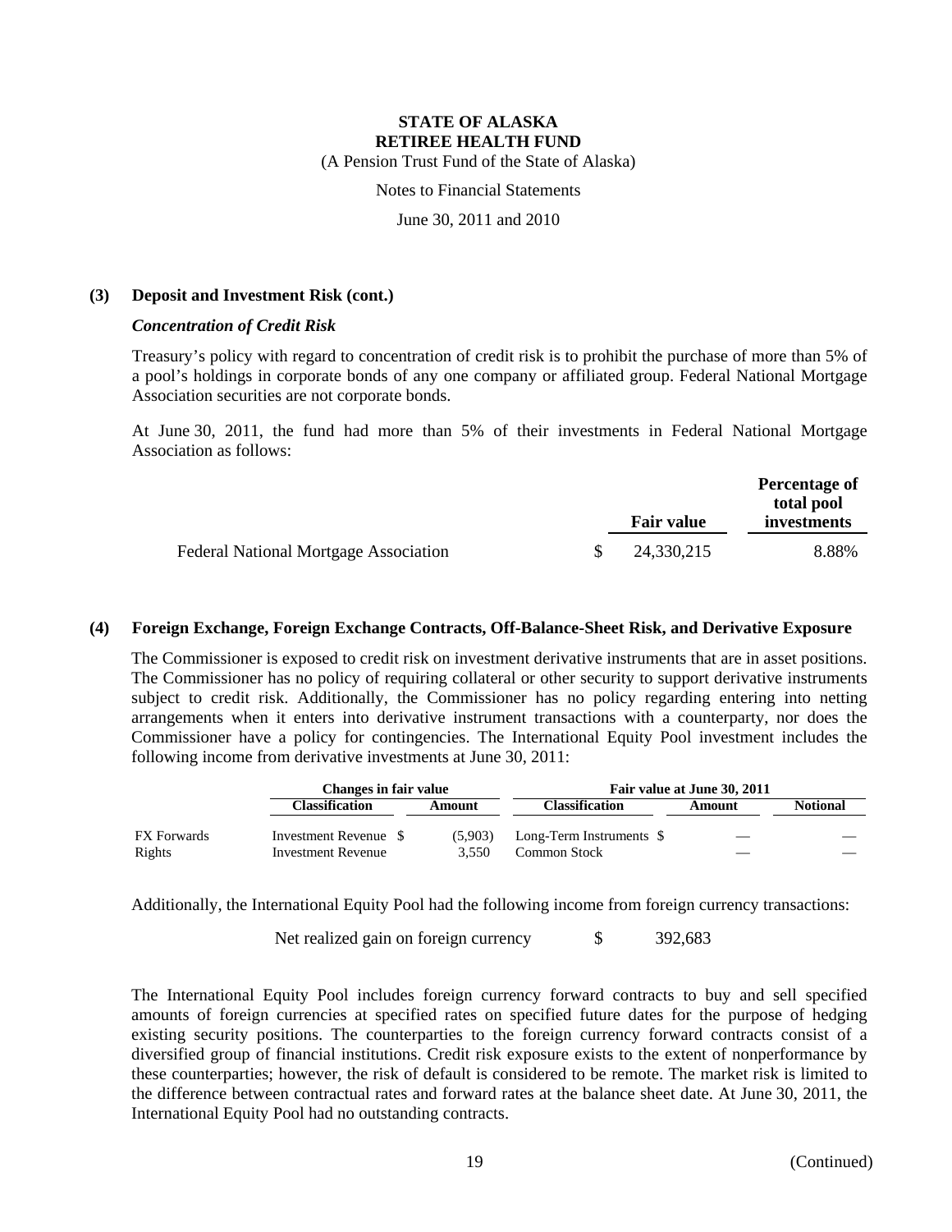**STATE OF ALASKA**
**RETIREE HEALTH FUND**
(A Pension Trust Fund of the State of Alaska)

Notes to Financial Statements

June 30, 2011 and 2010

## (3) Deposit and Investment Risk (cont.)

### *Concentration of Credit Risk*

Treasury's policy with regard to concentration of credit risk is to prohibit the purchase of more than 5% of a pool's holdings in corporate bonds of any one company or affiliated group. Federal National Mortgage Association securities are not corporate bonds.

At June 30, 2011, the fund had more than 5% of their investments in Federal National Mortgage Association as follows:

| | Fair value | Percentage of total pool investments |
|---|---|---|
| Federal National Mortgage Association | $ 24,330,215 | 8.88% |

## (4) Foreign Exchange, Foreign Exchange Contracts, Off-Balance-Sheet Risk, and Derivative Exposure

The Commissioner is exposed to credit risk on investment derivative instruments that are in asset positions. The Commissioner has no policy of requiring collateral or other security to support derivative instruments subject to credit risk. Additionally, the Commissioner has no policy regarding entering into netting arrangements when it enters into derivative instrument transactions with a counterparty, nor does the Commissioner have a policy for contingencies. The International Equity Pool investment includes the following income from derivative investments at June 30, 2011:

| | Changes in fair value | | Fair value at June 30, 2011 | | |
|---|---|---|---|---|---|
| | Classification | Amount | Classification | Amount | Notional |
| FX Forwards | Investment Revenue | $ (5,903) | Long-Term Instruments | $ — | — |
| Rights | Investment Revenue | 3,550 | Common Stock | — | — |

Additionally, the International Equity Pool had the following income from foreign currency transactions:

| | |
|---|---|
| Net realized gain on foreign currency | $ 392,683 |

The International Equity Pool includes foreign currency forward contracts to buy and sell specified amounts of foreign currencies at specified rates on specified future dates for the purpose of hedging existing security positions. The counterparties to the foreign currency forward contracts consist of a diversified group of financial institutions. Credit risk exposure exists to the extent of nonperformance by these counterparties; however, the risk of default is considered to be remote. The market risk is limited to the difference between contractual rates and forward rates at the balance sheet date. At June 30, 2011, the International Equity Pool had no outstanding contracts.

(Continued)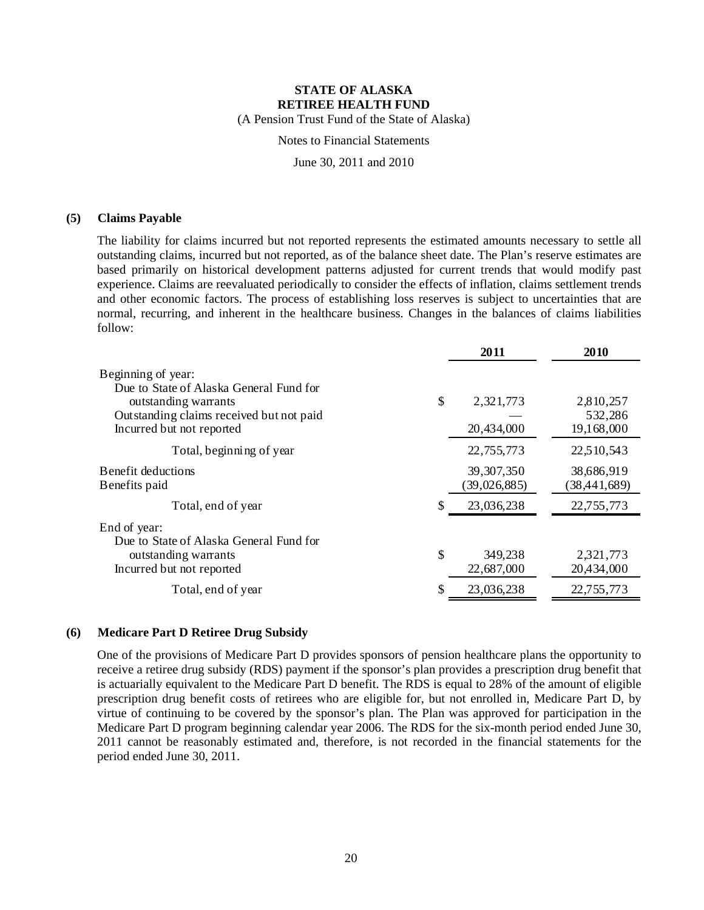# STATE OF ALASKA
# RETIREE HEALTH FUND

(A Pension Trust Fund of the State of Alaska)

Notes to Financial Statements

June 30, 2011 and 2010

## (5) Claims Payable

The liability for claims incurred but not reported represents the estimated amounts necessary to settle all outstanding claims, incurred but not reported, as of the balance sheet date. The Plan's reserve estimates are based primarily on historical development patterns adjusted for current trends that would modify past experience. Claims are reevaluated periodically to consider the effects of inflation, claims settlement trends and other economic factors. The process of establishing loss reserves is subject to uncertainties that are normal, recurring, and inherent in the healthcare business. Changes in the balances of claims liabilities follow:

| | | 2011 | 2010 |
|---|---|---|---|
| Beginning of year: | | | |
| Due to State of Alaska General Fund for outstanding warrants | $ | 2,321,773 | 2,810,257 |
| Outstanding claims received but not paid | | — | 532,286 |
| Incurred but not reported | | 20,434,000 | 19,168,000 |
| Total, beginning of year | | 22,755,773 | 22,510,543 |
| Benefit deductions | | 39,307,350 | 38,686,919 |
| Benefits paid | | (39,026,885) | (38,441,689) |
| Total, end of year | $ | 23,036,238 | 22,755,773 |
| End of year: | | | |
| Due to State of Alaska General Fund for outstanding warrants | $ | 349,238 | 2,321,773 |
| Incurred but not reported | | 22,687,000 | 20,434,000 |
| Total, end of year | $ | 23,036,238 | 22,755,773 |

## (6) Medicare Part D Retiree Drug Subsidy

One of the provisions of Medicare Part D provides sponsors of pension healthcare plans the opportunity to receive a retiree drug subsidy (RDS) payment if the sponsor's plan provides a prescription drug benefit that is actuarially equivalent to the Medicare Part D benefit. The RDS is equal to 28% of the amount of eligible prescription drug benefit costs of retirees who are eligible for, but not enrolled in, Medicare Part D, by virtue of continuing to be covered by the sponsor's plan. The Plan was approved for participation in the Medicare Part D program beginning calendar year 2006. The RDS for the six-month period ended June 30, 2011 cannot be reasonably estimated and, therefore, is not recorded in the financial statements for the period ended June 30, 2011.